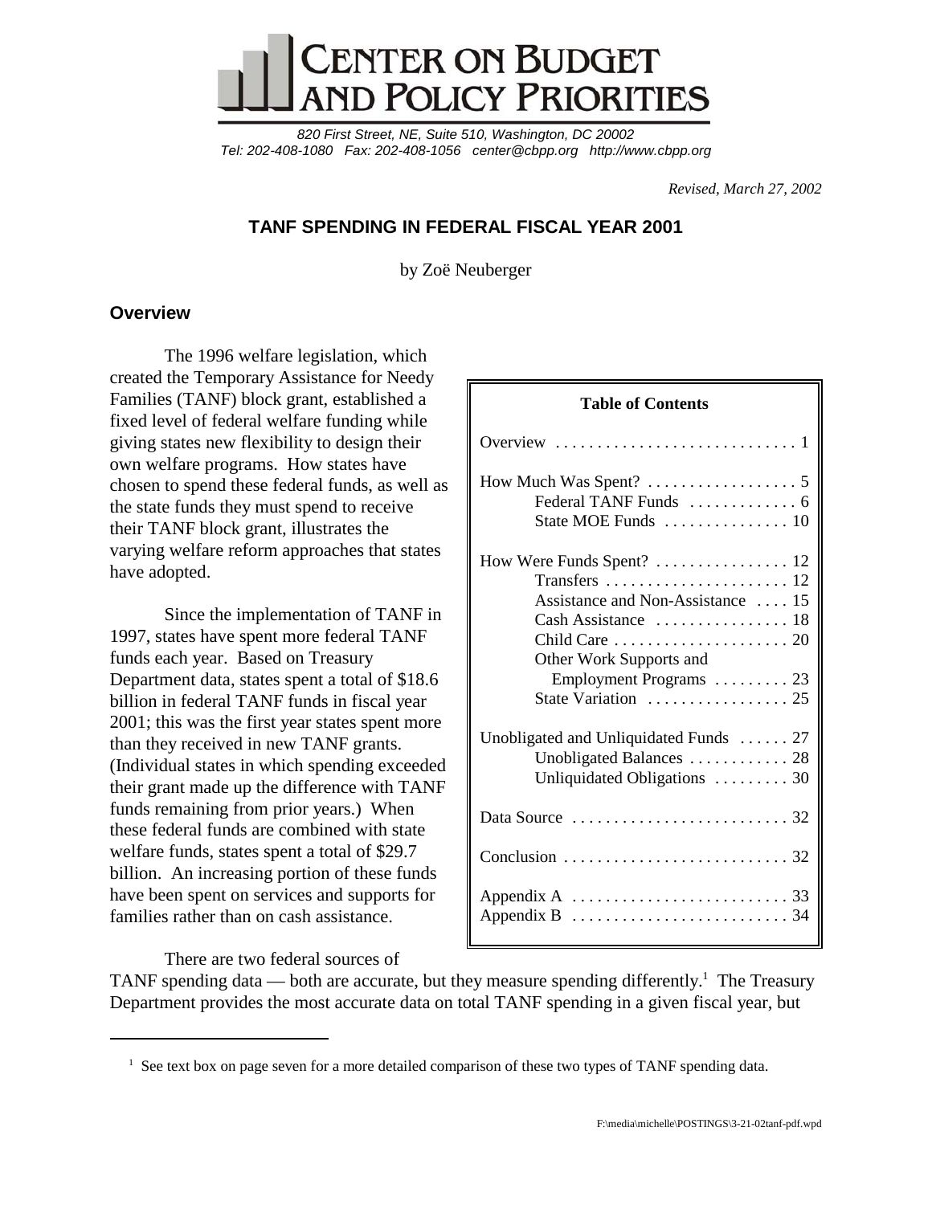CENTER ON BUDGET AND POLICY PRIORITIES

*820 First Street, NE, Suite 510, Washington, DC 20002*
*Tel: 202-408-1080 Fax: 202-408-1056 center@cbpp.org http://www.cbpp.org*

*Revised, March 27, 2002*

# TANF SPENDING IN FEDERAL FISCAL YEAR 2001

by Zoë Neuberger

## Overview

| Table of Contents | |
|---|---|
| Overview | 1 |
| How Much Was Spent? | 5 |
| Federal TANF Funds | 6 |
| State MOE Funds | 10 |
| How Were Funds Spent? | 12 |
| Transfers | 12 |
| Assistance and Non-Assistance | 15 |
| Cash Assistance | 18 |
| Child Care | 20 |
| Other Work Supports and Employment Programs | 23 |
| State Variation | 25 |
| Unobligated and Unliquidated Funds | 27 |
| Unobligated Balances | 28 |
| Unliquidated Obligations | 30 |
| Data Source | 32 |
| Conclusion | 32 |
| Appendix A | 33 |
| Appendix B | 34 |

The 1996 welfare legislation, which created the Temporary Assistance for Needy Families (TANF) block grant, established a fixed level of federal welfare funding while giving states new flexibility to design their own welfare programs. How states have chosen to spend these federal funds, as well as the state funds they must spend to receive their TANF block grant, illustrates the varying welfare reform approaches that states have adopted.

Since the implementation of TANF in 1997, states have spent more federal TANF funds each year. Based on Treasury Department data, states spent a total of $18.6 billion in federal TANF funds in fiscal year 2001; this was the first year states spent more than they received in new TANF grants. (Individual states in which spending exceeded their grant made up the difference with TANF funds remaining from prior years.) When these federal funds are combined with state welfare funds, states spent a total of $29.7 billion. An increasing portion of these funds have been spent on services and supports for families rather than on cash assistance.

There are two federal sources of TANF spending data — both are accurate, but they measure spending differently.[1] The Treasury Department provides the most accurate data on total TANF spending in a given fiscal year, but

[1] See text box on page seven for a more detailed comparison of these two types of TANF spending data.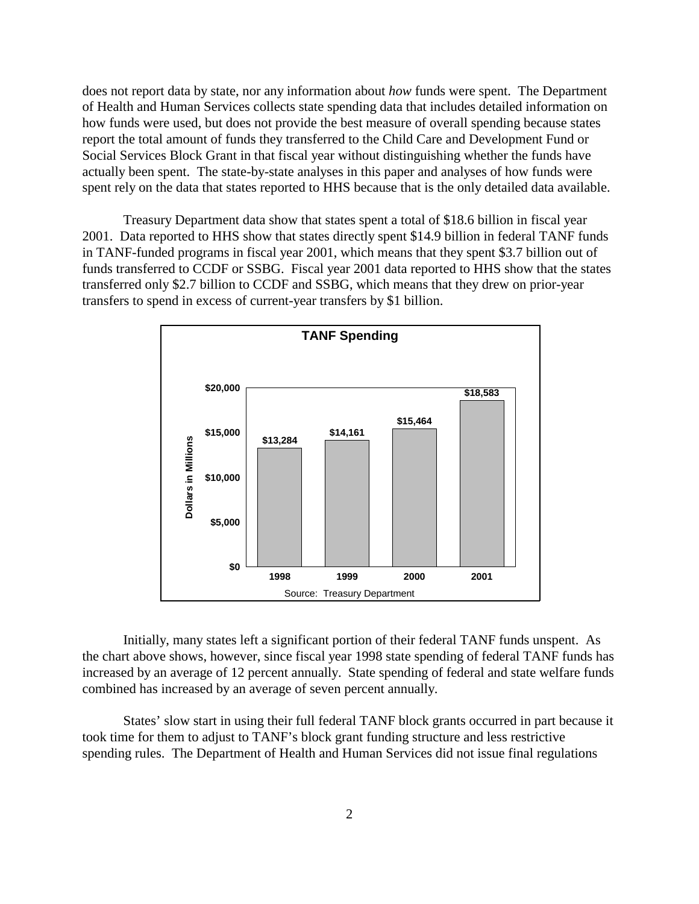does not report data by state, nor any information about *how* funds were spent. The Department of Health and Human Services collects state spending data that includes detailed information on how funds were used, but does not provide the best measure of overall spending because states report the total amount of funds they transferred to the Child Care and Development Fund or Social Services Block Grant in that fiscal year without distinguishing whether the funds have actually been spent. The state-by-state analyses in this paper and analyses of how funds were spent rely on the data that states reported to HHS because that is the only detailed data available.

Treasury Department data show that states spent a total of $18.6 billion in fiscal year 2001. Data reported to HHS show that states directly spent $14.9 billion in federal TANF funds in TANF-funded programs in fiscal year 2001, which means that they spent $3.7 billion out of funds transferred to CCDF or SSBG. Fiscal year 2001 data reported to HHS show that the states transferred only $2.7 billion to CCDF and SSBG, which means that they drew on prior-year transfers to spend in excess of current-year transfers by $1 billion.

**TANF Spending**

| Year | Dollars in Millions |
|---|---|
| 1998 | $13,284 |
| 1999 | $14,161 |
| 2000 | $15,464 |
| 2001 | $18,583 |

Source: Treasury Department

Initially, many states left a significant portion of their federal TANF funds unspent. As the chart above shows, however, since fiscal year 1998 state spending of federal TANF funds has increased by an average of 12 percent annually. State spending of federal and state welfare funds combined has increased by an average of seven percent annually.

States' slow start in using their full federal TANF block grants occurred in part because it took time for them to adjust to TANF's block grant funding structure and less restrictive spending rules. The Department of Health and Human Services did not issue final regulations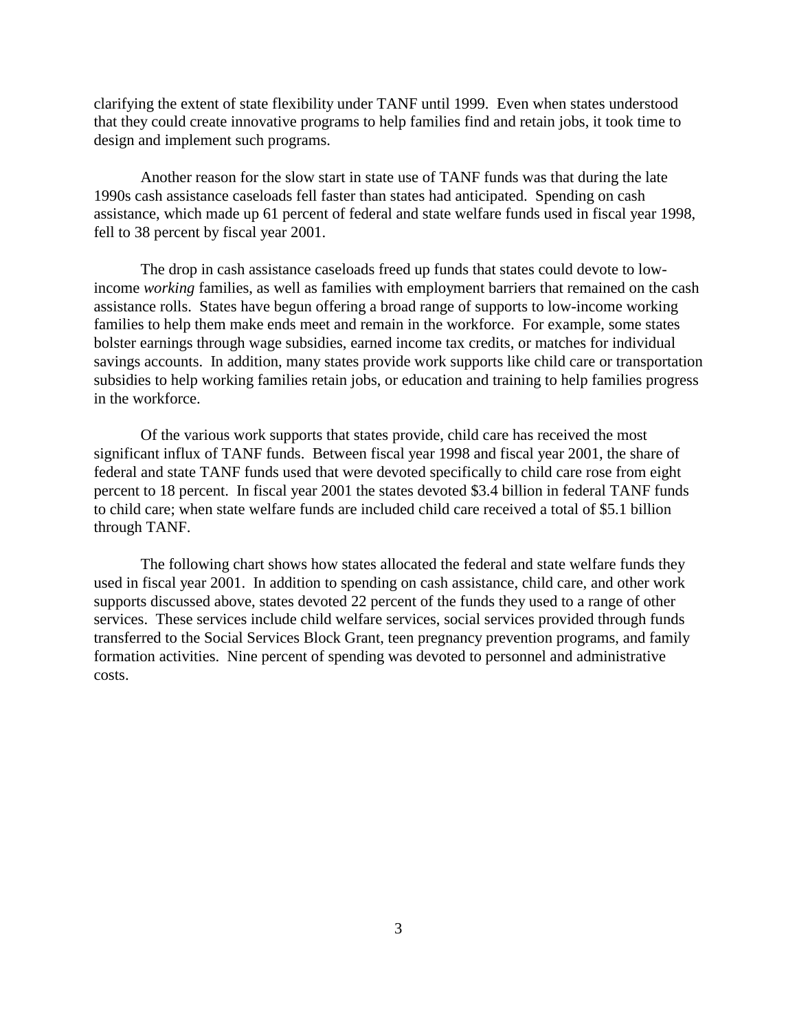clarifying the extent of state flexibility under TANF until 1999. Even when states understood that they could create innovative programs to help families find and retain jobs, it took time to design and implement such programs.

Another reason for the slow start in state use of TANF funds was that during the late 1990s cash assistance caseloads fell faster than states had anticipated. Spending on cash assistance, which made up 61 percent of federal and state welfare funds used in fiscal year 1998, fell to 38 percent by fiscal year 2001.

The drop in cash assistance caseloads freed up funds that states could devote to low-income *working* families, as well as families with employment barriers that remained on the cash assistance rolls. States have begun offering a broad range of supports to low-income working families to help them make ends meet and remain in the workforce. For example, some states bolster earnings through wage subsidies, earned income tax credits, or matches for individual savings accounts. In addition, many states provide work supports like child care or transportation subsidies to help working families retain jobs, or education and training to help families progress in the workforce.

Of the various work supports that states provide, child care has received the most significant influx of TANF funds. Between fiscal year 1998 and fiscal year 2001, the share of federal and state TANF funds used that were devoted specifically to child care rose from eight percent to 18 percent. In fiscal year 2001 the states devoted $3.4 billion in federal TANF funds to child care; when state welfare funds are included child care received a total of $5.1 billion through TANF.

The following chart shows how states allocated the federal and state welfare funds they used in fiscal year 2001. In addition to spending on cash assistance, child care, and other work supports discussed above, states devoted 22 percent of the funds they used to a range of other services. These services include child welfare services, social services provided through funds transferred to the Social Services Block Grant, teen pregnancy prevention programs, and family formation activities. Nine percent of spending was devoted to personnel and administrative costs.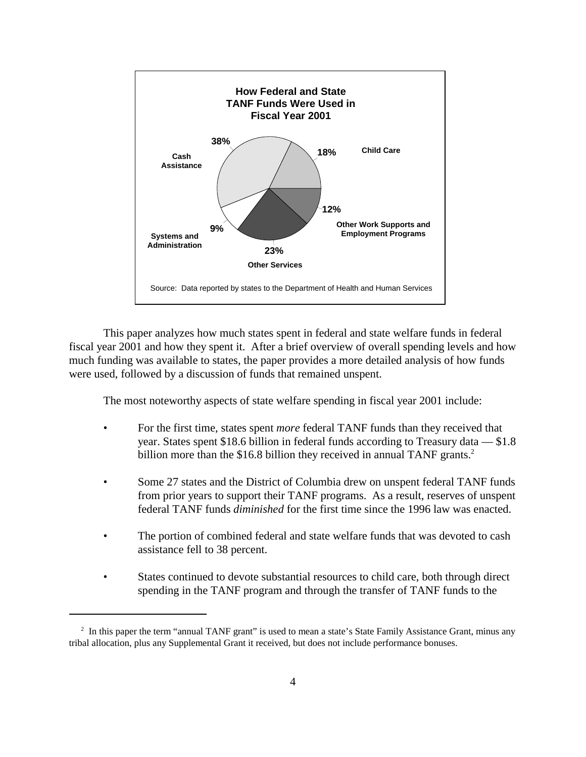**How Federal and State TANF Funds Were Used in Fiscal Year 2001**

| Category | Percent |
|---|---|
| Cash Assistance | 38% |
| Child Care | 18% |
| Other Work Supports and Employment Programs | 12% |
| Other Services | 23% |
| Systems and Administration | 9% |

Source: Data reported by states to the Department of Health and Human Services

This paper analyzes how much states spent in federal and state welfare funds in federal fiscal year 2001 and how they spent it. After a brief overview of overall spending levels and how much funding was available to states, the paper provides a more detailed analysis of how funds were used, followed by a discussion of funds that remained unspent.

The most noteworthy aspects of state welfare spending in fiscal year 2001 include:

- For the first time, states spent *more* federal TANF funds than they received that year. States spent \$18.6 billion in federal funds according to Treasury data — \$1.8 billion more than the \$16.8 billion they received in annual TANF grants.[2]

- Some 27 states and the District of Columbia drew on unspent federal TANF funds from prior years to support their TANF programs. As a result, reserves of unspent federal TANF funds *diminished* for the first time since the 1996 law was enacted.

- The portion of combined federal and state welfare funds that was devoted to cash assistance fell to 38 percent.

- States continued to devote substantial resources to child care, both through direct spending in the TANF program and through the transfer of TANF funds to the

[2] In this paper the term "annual TANF grant" is used to mean a state's State Family Assistance Grant, minus any tribal allocation, plus any Supplemental Grant it received, but does not include performance bonuses.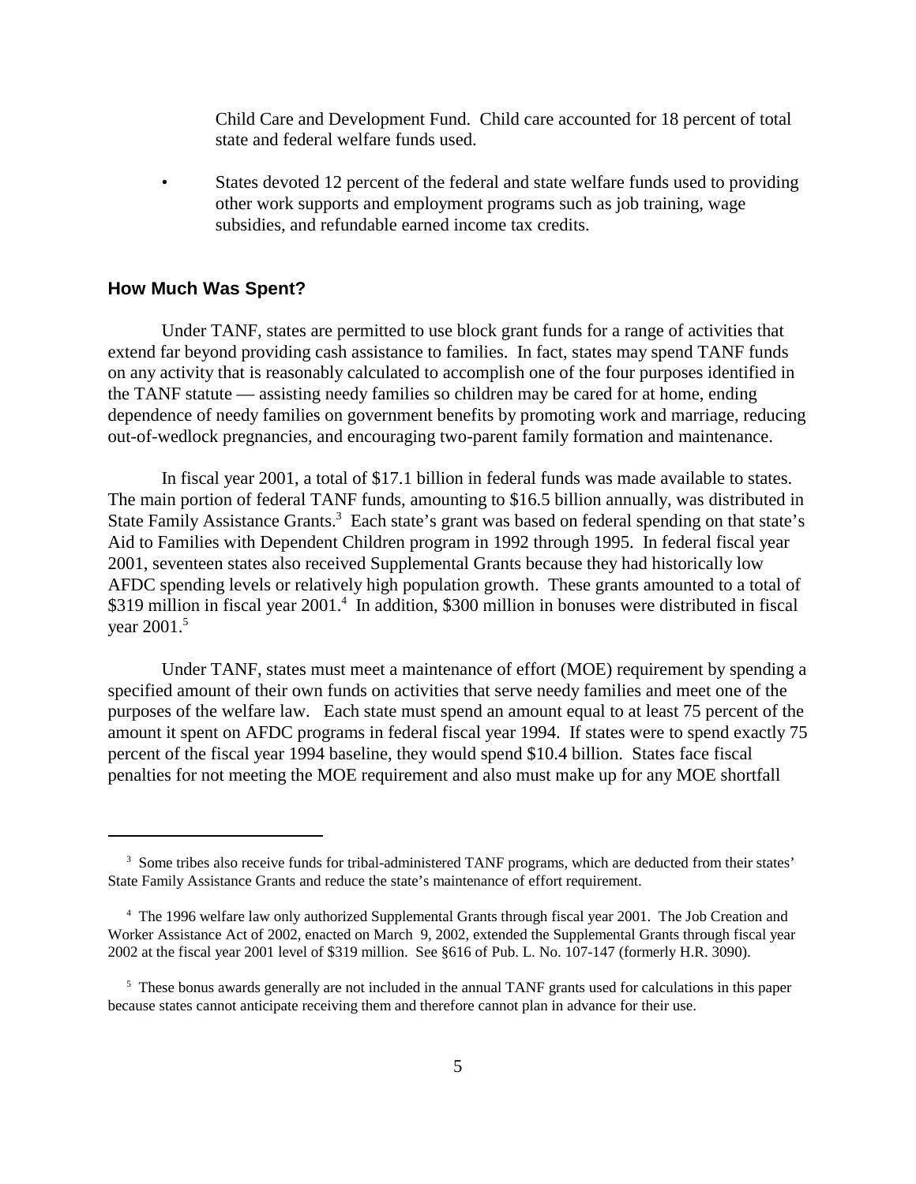Child Care and Development Fund. Child care accounted for 18 percent of total state and federal welfare funds used.

- States devoted 12 percent of the federal and state welfare funds used to providing other work supports and employment programs such as job training, wage subsidies, and refundable earned income tax credits.

## How Much Was Spent?

Under TANF, states are permitted to use block grant funds for a range of activities that extend far beyond providing cash assistance to families. In fact, states may spend TANF funds on any activity that is reasonably calculated to accomplish one of the four purposes identified in the TANF statute — assisting needy families so children may be cared for at home, ending dependence of needy families on government benefits by promoting work and marriage, reducing out-of-wedlock pregnancies, and encouraging two-parent family formation and maintenance.

In fiscal year 2001, a total of $17.1 billion in federal funds was made available to states. The main portion of federal TANF funds, amounting to $16.5 billion annually, was distributed in State Family Assistance Grants.[3] Each state's grant was based on federal spending on that state's Aid to Families with Dependent Children program in 1992 through 1995. In federal fiscal year 2001, seventeen states also received Supplemental Grants because they had historically low AFDC spending levels or relatively high population growth. These grants amounted to a total of $319 million in fiscal year 2001.[4] In addition, $300 million in bonuses were distributed in fiscal year 2001.[5]

Under TANF, states must meet a maintenance of effort (MOE) requirement by spending a specified amount of their own funds on activities that serve needy families and meet one of the purposes of the welfare law. Each state must spend an amount equal to at least 75 percent of the amount it spent on AFDC programs in federal fiscal year 1994. If states were to spend exactly 75 percent of the fiscal year 1994 baseline, they would spend $10.4 billion. States face fiscal penalties for not meeting the MOE requirement and also must make up for any MOE shortfall

---

[3] Some tribes also receive funds for tribal-administered TANF programs, which are deducted from their states' State Family Assistance Grants and reduce the state's maintenance of effort requirement.

[4] The 1996 welfare law only authorized Supplemental Grants through fiscal year 2001. The Job Creation and Worker Assistance Act of 2002, enacted on March 9, 2002, extended the Supplemental Grants through fiscal year 2002 at the fiscal year 2001 level of $319 million. See §616 of Pub. L. No. 107-147 (formerly H.R. 3090).

[5] These bonus awards generally are not included in the annual TANF grants used for calculations in this paper because states cannot anticipate receiving them and therefore cannot plan in advance for their use.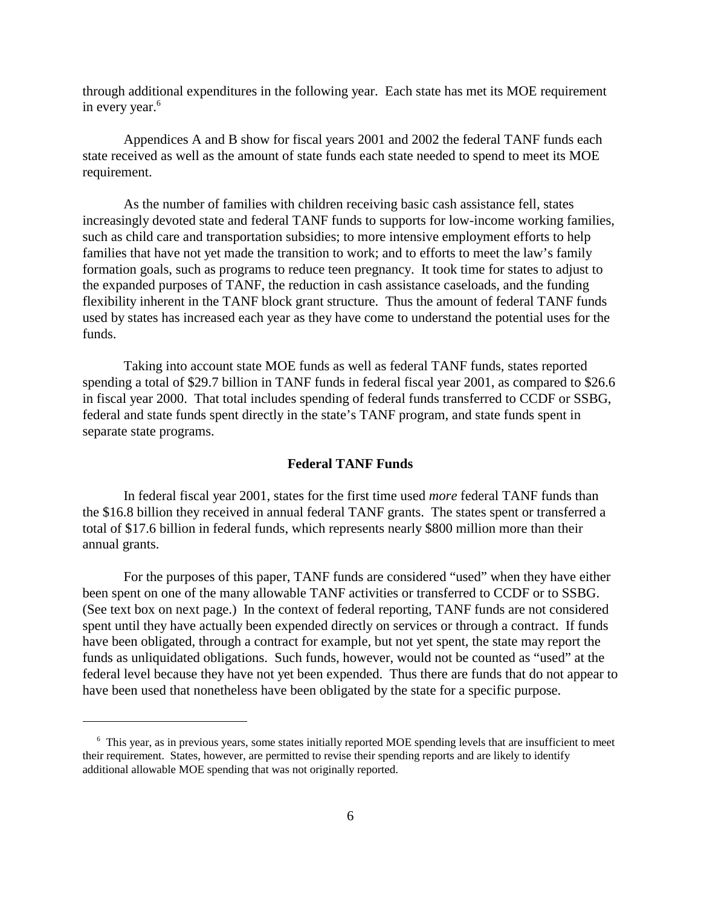through additional expenditures in the following year. Each state has met its MOE requirement in every year.[6]

Appendices A and B show for fiscal years 2001 and 2002 the federal TANF funds each state received as well as the amount of state funds each state needed to spend to meet its MOE requirement.

As the number of families with children receiving basic cash assistance fell, states increasingly devoted state and federal TANF funds to supports for low-income working families, such as child care and transportation subsidies; to more intensive employment efforts to help families that have not yet made the transition to work; and to efforts to meet the law's family formation goals, such as programs to reduce teen pregnancy. It took time for states to adjust to the expanded purposes of TANF, the reduction in cash assistance caseloads, and the funding flexibility inherent in the TANF block grant structure. Thus the amount of federal TANF funds used by states has increased each year as they have come to understand the potential uses for the funds.

Taking into account state MOE funds as well as federal TANF funds, states reported spending a total of $29.7 billion in TANF funds in federal fiscal year 2001, as compared to $26.6 in fiscal year 2000. That total includes spending of federal funds transferred to CCDF or SSBG, federal and state funds spent directly in the state's TANF program, and state funds spent in separate state programs.

### Federal TANF Funds

In federal fiscal year 2001, states for the first time used *more* federal TANF funds than the $16.8 billion they received in annual federal TANF grants. The states spent or transferred a total of $17.6 billion in federal funds, which represents nearly $800 million more than their annual grants.

For the purposes of this paper, TANF funds are considered "used" when they have either been spent on one of the many allowable TANF activities or transferred to CCDF or to SSBG. (See text box on next page.) In the context of federal reporting, TANF funds are not considered spent until they have actually been expended directly on services or through a contract. If funds have been obligated, through a contract for example, but not yet spent, the state may report the funds as unliquidated obligations. Such funds, however, would not be counted as "used" at the federal level because they have not yet been expended. Thus there are funds that do not appear to have been used that nonetheless have been obligated by the state for a specific purpose.

---

[6] This year, as in previous years, some states initially reported MOE spending levels that are insufficient to meet their requirement. States, however, are permitted to revise their spending reports and are likely to identify additional allowable MOE spending that was not originally reported.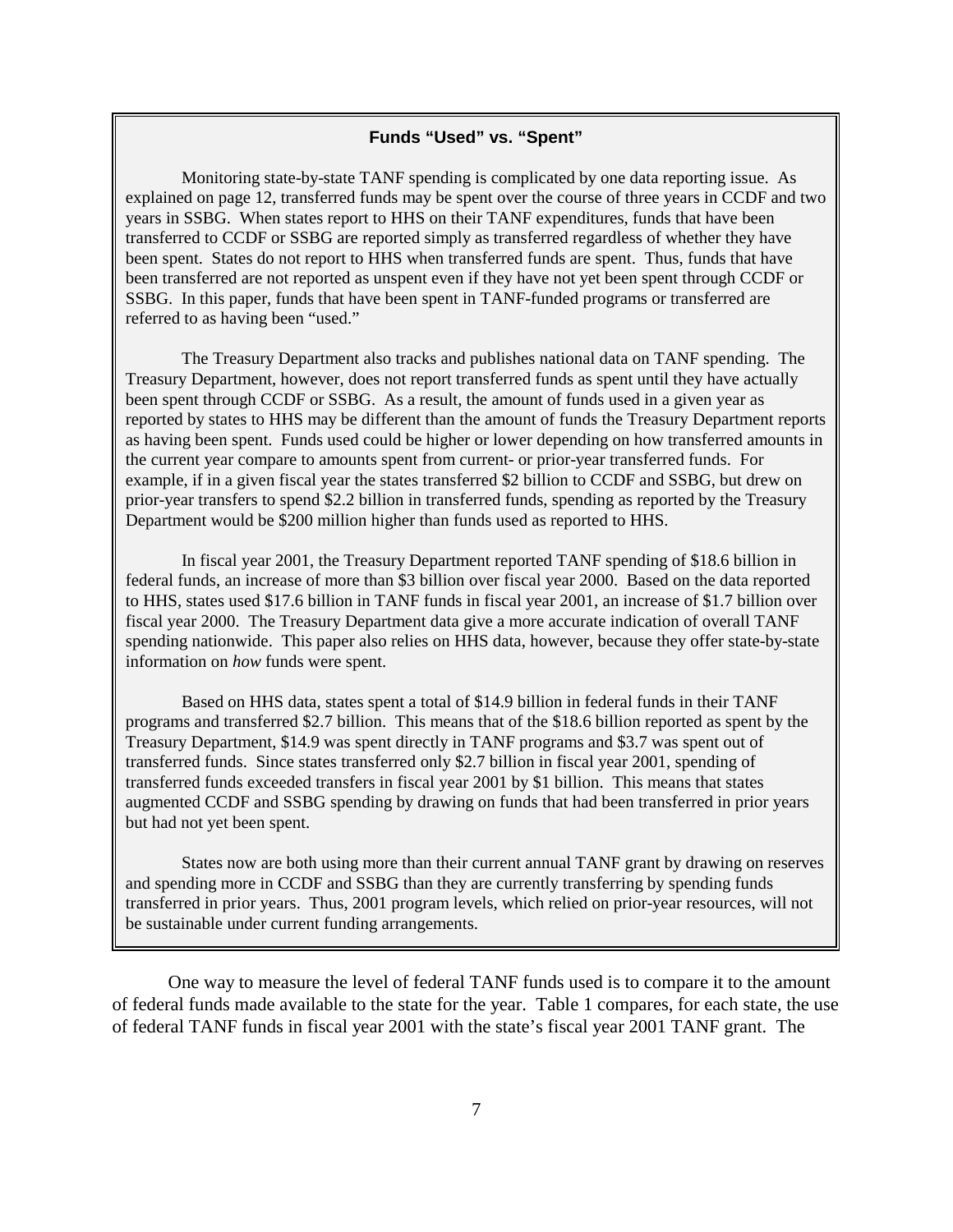### Funds "Used" vs. "Spent"

Monitoring state-by-state TANF spending is complicated by one data reporting issue. As explained on page 12, transferred funds may be spent over the course of three years in CCDF and two years in SSBG. When states report to HHS on their TANF expenditures, funds that have been transferred to CCDF or SSBG are reported simply as transferred regardless of whether they have been spent. States do not report to HHS when transferred funds are spent. Thus, funds that have been transferred are not reported as unspent even if they have not yet been spent through CCDF or SSBG. In this paper, funds that have been spent in TANF-funded programs or transferred are referred to as having been "used."

The Treasury Department also tracks and publishes national data on TANF spending. The Treasury Department, however, does not report transferred funds as spent until they have actually been spent through CCDF or SSBG. As a result, the amount of funds used in a given year as reported by states to HHS may be different than the amount of funds the Treasury Department reports as having been spent. Funds used could be higher or lower depending on how transferred amounts in the current year compare to amounts spent from current- or prior-year transferred funds. For example, if in a given fiscal year the states transferred $2 billion to CCDF and SSBG, but drew on prior-year transfers to spend $2.2 billion in transferred funds, spending as reported by the Treasury Department would be $200 million higher than funds used as reported to HHS.

In fiscal year 2001, the Treasury Department reported TANF spending of $18.6 billion in federal funds, an increase of more than $3 billion over fiscal year 2000. Based on the data reported to HHS, states used $17.6 billion in TANF funds in fiscal year 2001, an increase of $1.7 billion over fiscal year 2000. The Treasury Department data give a more accurate indication of overall TANF spending nationwide. This paper also relies on HHS data, however, because they offer state-by-state information on *how* funds were spent.

Based on HHS data, states spent a total of $14.9 billion in federal funds in their TANF programs and transferred $2.7 billion. This means that of the $18.6 billion reported as spent by the Treasury Department, $14.9 was spent directly in TANF programs and $3.7 was spent out of transferred funds. Since states transferred only $2.7 billion in fiscal year 2001, spending of transferred funds exceeded transfers in fiscal year 2001 by $1 billion. This means that states augmented CCDF and SSBG spending by drawing on funds that had been transferred in prior years but had not yet been spent.

States now are both using more than their current annual TANF grant by drawing on reserves and spending more in CCDF and SSBG than they are currently transferring by spending funds transferred in prior years. Thus, 2001 program levels, which relied on prior-year resources, will not be sustainable under current funding arrangements.

One way to measure the level of federal TANF funds used is to compare it to the amount of federal funds made available to the state for the year. Table 1 compares, for each state, the use of federal TANF funds in fiscal year 2001 with the state's fiscal year 2001 TANF grant. The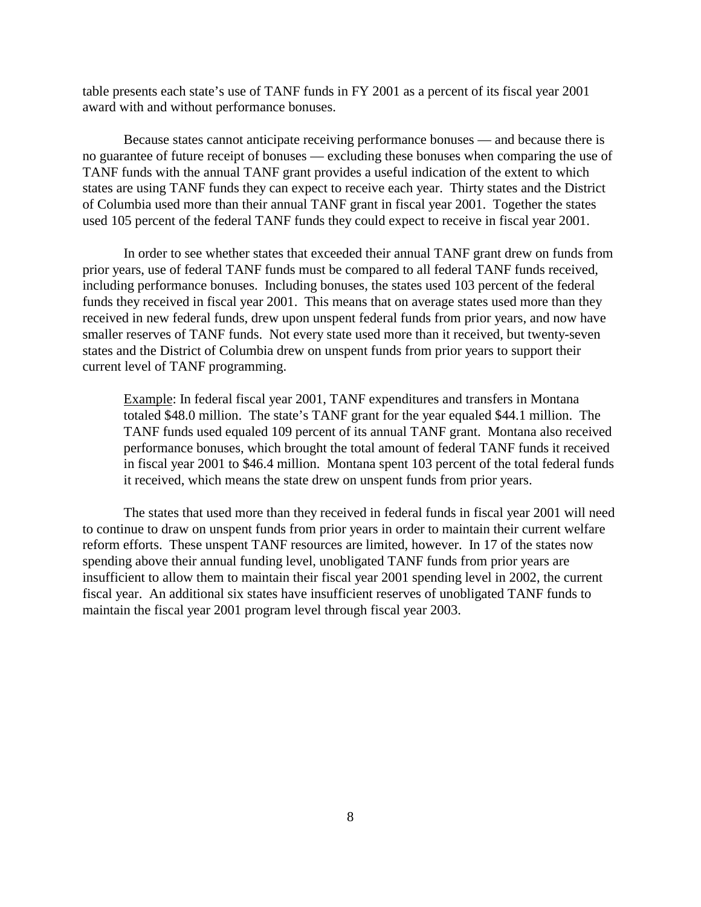table presents each state's use of TANF funds in FY 2001 as a percent of its fiscal year 2001 award with and without performance bonuses.

Because states cannot anticipate receiving performance bonuses — and because there is no guarantee of future receipt of bonuses — excluding these bonuses when comparing the use of TANF funds with the annual TANF grant provides a useful indication of the extent to which states are using TANF funds they can expect to receive each year. Thirty states and the District of Columbia used more than their annual TANF grant in fiscal year 2001. Together the states used 105 percent of the federal TANF funds they could expect to receive in fiscal year 2001.

In order to see whether states that exceeded their annual TANF grant drew on funds from prior years, use of federal TANF funds must be compared to all federal TANF funds received, including performance bonuses. Including bonuses, the states used 103 percent of the federal funds they received in fiscal year 2001. This means that on average states used more than they received in new federal funds, drew upon unspent federal funds from prior years, and now have smaller reserves of TANF funds. Not every state used more than it received, but twenty-seven states and the District of Columbia drew on unspent funds from prior years to support their current level of TANF programming.

> <u>Example</u>: In federal fiscal year 2001, TANF expenditures and transfers in Montana totaled \$48.0 million. The state's TANF grant for the year equaled \$44.1 million. The TANF funds used equaled 109 percent of its annual TANF grant. Montana also received performance bonuses, which brought the total amount of federal TANF funds it received in fiscal year 2001 to \$46.4 million. Montana spent 103 percent of the total federal funds it received, which means the state drew on unspent funds from prior years.

The states that used more than they received in federal funds in fiscal year 2001 will need to continue to draw on unspent funds from prior years in order to maintain their current welfare reform efforts. These unspent TANF resources are limited, however. In 17 of the states now spending above their annual funding level, unobligated TANF funds from prior years are insufficient to allow them to maintain their fiscal year 2001 spending level in 2002, the current fiscal year. An additional six states have insufficient reserves of unobligated TANF funds to maintain the fiscal year 2001 program level through fiscal year 2003.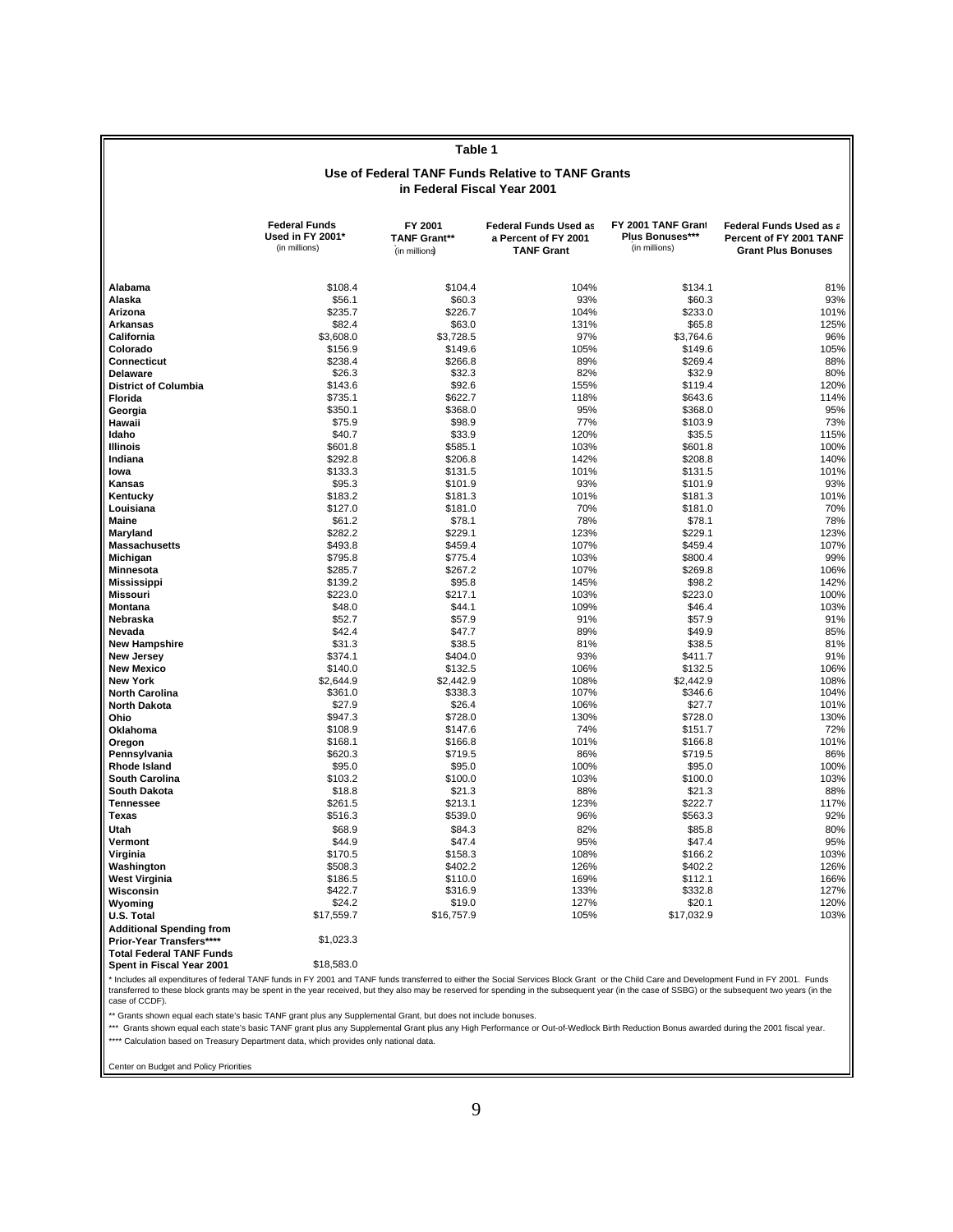## Table 1

### Use of Federal TANF Funds Relative to TANF Grants in Federal Fiscal Year 2001

| | Federal Funds Used in FY 2001* (in millions) | FY 2001 TANF Grant** (in millions) | Federal Funds Used as a Percent of FY 2001 TANF Grant | FY 2001 TANF Grant Plus Bonuses*** (in millions) | Federal Funds Used as a Percent of FY 2001 TANF Grant Plus Bonuses |
|---|---|---|---|---|---|
| **Alabama** | $108.4 | $104.4 | 104% | $134.1 | 81% |
| **Alaska** | $56.1 | $60.3 | 93% | $60.3 | 93% |
| **Arizona** | $235.7 | $226.7 | 104% | $233.0 | 101% |
| **Arkansas** | $82.4 | $63.0 | 131% | $65.8 | 125% |
| **California** | $3,608.0 | $3,728.5 | 97% | $3,764.6 | 96% |
| **Colorado** | $156.9 | $149.6 | 105% | $149.6 | 105% |
| **Connecticut** | $238.4 | $266.8 | 89% | $269.4 | 88% |
| **Delaware** | $26.3 | $32.3 | 82% | $32.9 | 80% |
| **District of Columbia** | $143.6 | $92.6 | 155% | $119.4 | 120% |
| **Florida** | $735.1 | $622.7 | 118% | $643.6 | 114% |
| **Georgia** | $350.1 | $368.0 | 95% | $368.0 | 95% |
| **Hawaii** | $75.9 | $98.9 | 77% | $103.9 | 73% |
| **Idaho** | $40.7 | $33.9 | 120% | $35.5 | 115% |
| **Illinois** | $601.8 | $585.1 | 103% | $601.8 | 100% |
| **Indiana** | $292.8 | $206.8 | 142% | $208.8 | 140% |
| **Iowa** | $133.3 | $131.5 | 101% | $131.5 | 101% |
| **Kansas** | $95.3 | $101.9 | 93% | $101.9 | 93% |
| **Kentucky** | $183.2 | $181.3 | 101% | $181.3 | 101% |
| **Louisiana** | $127.0 | $181.0 | 70% | $181.0 | 70% |
| **Maine** | $61.2 | $78.1 | 78% | $78.1 | 78% |
| **Maryland** | $282.2 | $229.1 | 123% | $229.1 | 123% |
| **Massachusetts** | $493.8 | $459.4 | 107% | $459.4 | 107% |
| **Michigan** | $795.8 | $775.4 | 103% | $800.4 | 99% |
| **Minnesota** | $285.7 | $267.2 | 107% | $269.8 | 106% |
| **Mississippi** | $139.2 | $95.8 | 145% | $98.2 | 142% |
| **Missouri** | $223.0 | $217.1 | 103% | $223.0 | 100% |
| **Montana** | $48.0 | $44.1 | 109% | $46.4 | 103% |
| **Nebraska** | $52.7 | $57.9 | 91% | $57.9 | 91% |
| **Nevada** | $42.4 | $47.7 | 89% | $49.9 | 85% |
| **New Hampshire** | $31.3 | $38.5 | 81% | $38.5 | 81% |
| **New Jersey** | $374.1 | $404.0 | 93% | $411.7 | 91% |
| **New Mexico** | $140.0 | $132.5 | 106% | $132.5 | 106% |
| **New York** | $2,644.9 | $2,442.9 | 108% | $2,442.9 | 108% |
| **North Carolina** | $361.0 | $338.3 | 107% | $346.6 | 104% |
| **North Dakota** | $27.9 | $26.4 | 106% | $27.7 | 101% |
| **Ohio** | $947.3 | $728.0 | 130% | $728.0 | 130% |
| **Oklahoma** | $108.9 | $147.6 | 74% | $151.7 | 72% |
| **Oregon** | $168.1 | $166.8 | 101% | $166.8 | 101% |
| **Pennsylvania** | $620.3 | $719.5 | 86% | $719.5 | 86% |
| **Rhode Island** | $95.0 | $95.0 | 100% | $95.0 | 100% |
| **South Carolina** | $103.2 | $100.0 | 103% | $100.0 | 103% |
| **South Dakota** | $18.8 | $21.3 | 88% | $21.3 | 88% |
| **Tennessee** | $261.5 | $213.1 | 123% | $222.7 | 117% |
| **Texas** | $516.3 | $539.0 | 96% | $563.3 | 92% |
| **Utah** | $68.9 | $84.3 | 82% | $85.8 | 80% |
| **Vermont** | $44.9 | $47.4 | 95% | $47.4 | 95% |
| **Virginia** | $170.5 | $158.3 | 108% | $166.2 | 103% |
| **Washington** | $508.3 | $402.2 | 126% | $402.2 | 126% |
| **West Virginia** | $186.5 | $110.0 | 169% | $112.1 | 166% |
| **Wisconsin** | $422.7 | $316.9 | 133% | $332.8 | 127% |
| **Wyoming** | $24.2 | $19.0 | 127% | $20.1 | 120% |
| **U.S. Total** | $17,559.7 | $16,757.9 | 105% | $17,032.9 | 103% |
| **Additional Spending from Prior-Year Transfers\*\*\*\*** | $1,023.3 | | | | |
| **Total Federal TANF Funds Spent in Fiscal Year 2001** | $18,583.0 | | | | |

\* Includes all expenditures of federal TANF funds in FY 2001 and TANF funds transferred to either the Social Services Block Grant or the Child Care and Development Fund in FY 2001. Funds transferred to these block grants may be spent in the year received, but they also may be reserved for spending in the subsequent year (in the case of SSBG) or the subsequent two years (in the case of CCDF).

\*\* Grants shown equal each state's basic TANF grant plus any Supplemental Grant, but does not include bonuses.

\*\*\* Grants shown equal each state's basic TANF grant plus any Supplemental Grant plus any High Performance or Out-of-Wedlock Birth Reduction Bonus awarded during the 2001 fiscal year.

\*\*\*\* Calculation based on Treasury Department data, which provides only national data.

Center on Budget and Policy Priorities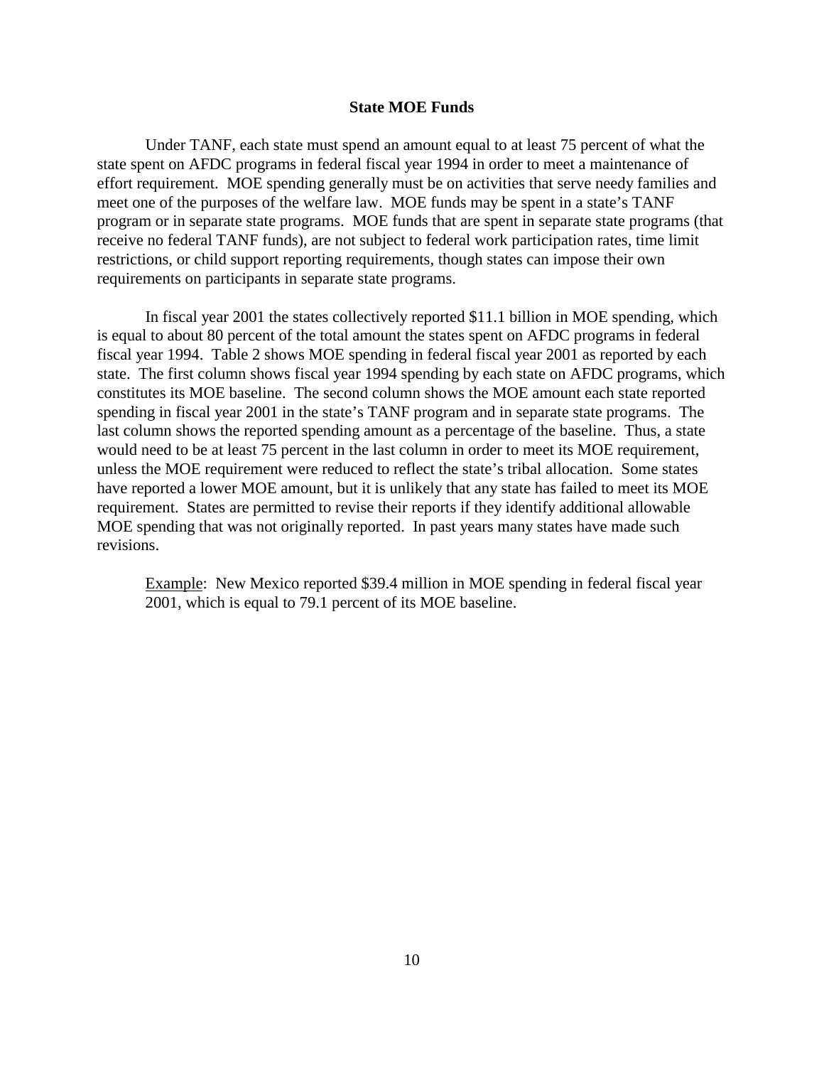## State MOE Funds

Under TANF, each state must spend an amount equal to at least 75 percent of what the state spent on AFDC programs in federal fiscal year 1994 in order to meet a maintenance of effort requirement. MOE spending generally must be on activities that serve needy families and meet one of the purposes of the welfare law. MOE funds may be spent in a state's TANF program or in separate state programs. MOE funds that are spent in separate state programs (that receive no federal TANF funds), are not subject to federal work participation rates, time limit restrictions, or child support reporting requirements, though states can impose their own requirements on participants in separate state programs.

In fiscal year 2001 the states collectively reported $11.1 billion in MOE spending, which is equal to about 80 percent of the total amount the states spent on AFDC programs in federal fiscal year 1994. Table 2 shows MOE spending in federal fiscal year 2001 as reported by each state. The first column shows fiscal year 1994 spending by each state on AFDC programs, which constitutes its MOE baseline. The second column shows the MOE amount each state reported spending in fiscal year 2001 in the state's TANF program and in separate state programs. The last column shows the reported spending amount as a percentage of the baseline. Thus, a state would need to be at least 75 percent in the last column in order to meet its MOE requirement, unless the MOE requirement were reduced to reflect the state's tribal allocation. Some states have reported a lower MOE amount, but it is unlikely that any state has failed to meet its MOE requirement. States are permitted to revise their reports if they identify additional allowable MOE spending that was not originally reported. In past years many states have made such revisions.

Example: New Mexico reported $39.4 million in MOE spending in federal fiscal year 2001, which is equal to 79.1 percent of its MOE baseline.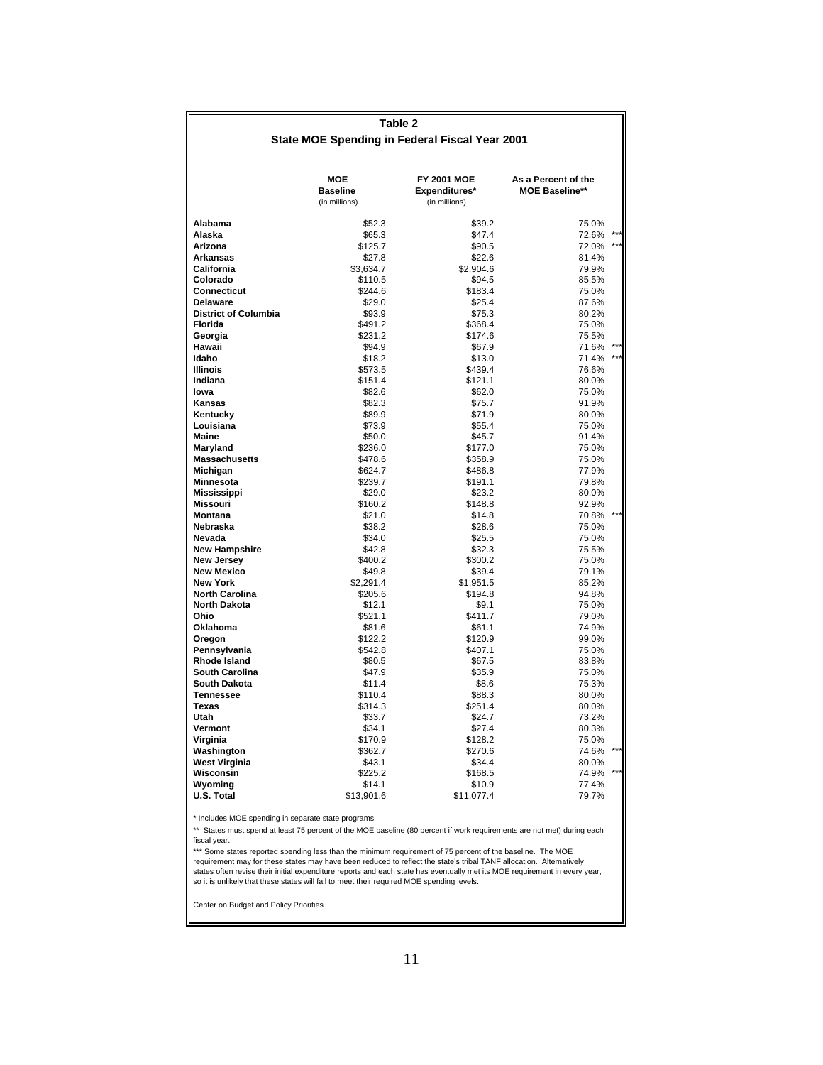## Table 2

### State MOE Spending in Federal Fiscal Year 2001

| | MOE Baseline (in millions) | FY 2001 MOE Expenditures* (in millions) | As a Percent of the MOE Baseline** |
|---|---|---|---|
| **Alabama** | $52.3 | $39.2 | 75.0% |
| **Alaska** | $65.3 | $47.4 | 72.6% *** |
| **Arizona** | $125.7 | $90.5 | 72.0% *** |
| **Arkansas** | $27.8 | $22.6 | 81.4% |
| **California** | $3,634.7 | $2,904.6 | 79.9% |
| **Colorado** | $110.5 | $94.5 | 85.5% |
| **Connecticut** | $244.6 | $183.4 | 75.0% |
| **Delaware** | $29.0 | $25.4 | 87.6% |
| **District of Columbia** | $93.9 | $75.3 | 80.2% |
| **Florida** | $491.2 | $368.4 | 75.0% |
| **Georgia** | $231.2 | $174.6 | 75.5% |
| **Hawaii** | $94.9 | $67.9 | 71.6% *** |
| **Idaho** | $18.2 | $13.0 | 71.4% *** |
| **Illinois** | $573.5 | $439.4 | 76.6% |
| **Indiana** | $151.4 | $121.1 | 80.0% |
| **Iowa** | $82.6 | $62.0 | 75.0% |
| **Kansas** | $82.3 | $75.7 | 91.9% |
| **Kentucky** | $89.9 | $71.9 | 80.0% |
| **Louisiana** | $73.9 | $55.4 | 75.0% |
| **Maine** | $50.0 | $45.7 | 91.4% |
| **Maryland** | $236.0 | $177.0 | 75.0% |
| **Massachusetts** | $478.6 | $358.9 | 75.0% |
| **Michigan** | $624.7 | $486.8 | 77.9% |
| **Minnesota** | $239.7 | $191.1 | 79.8% |
| **Mississippi** | $29.0 | $23.2 | 80.0% |
| **Missouri** | $160.2 | $148.8 | 92.9% |
| **Montana** | $21.0 | $14.8 | 70.8% *** |
| **Nebraska** | $38.2 | $28.6 | 75.0% |
| **Nevada** | $34.0 | $25.5 | 75.0% |
| **New Hampshire** | $42.8 | $32.3 | 75.5% |
| **New Jersey** | $400.2 | $300.2 | 75.0% |
| **New Mexico** | $49.8 | $39.4 | 79.1% |
| **New York** | $2,291.4 | $1,951.5 | 85.2% |
| **North Carolina** | $205.6 | $194.8 | 94.8% |
| **North Dakota** | $12.1 | $9.1 | 75.0% |
| **Ohio** | $521.1 | $411.7 | 79.0% |
| **Oklahoma** | $81.6 | $61.1 | 74.9% |
| **Oregon** | $122.2 | $120.9 | 99.0% |
| **Pennsylvania** | $542.8 | $407.1 | 75.0% |
| **Rhode Island** | $80.5 | $67.5 | 83.8% |
| **South Carolina** | $47.9 | $35.9 | 75.0% |
| **South Dakota** | $11.4 | $8.6 | 75.3% |
| **Tennessee** | $110.4 | $88.3 | 80.0% |
| **Texas** | $314.3 | $251.4 | 80.0% |
| **Utah** | $33.7 | $24.7 | 73.2% |
| **Vermont** | $34.1 | $27.4 | 80.3% |
| **Virginia** | $170.9 | $128.2 | 75.0% |
| **Washington** | $362.7 | $270.6 | 74.6% *** |
| **West Virginia** | $43.1 | $34.4 | 80.0% |
| **Wisconsin** | $225.2 | $168.5 | 74.9% *** |
| **Wyoming** | $14.1 | $10.9 | 77.4% |
| **U.S. Total** | $13,901.6 | $11,077.4 | 79.7% |

\* Includes MOE spending in separate state programs.

** States must spend at least 75 percent of the MOE baseline (80 percent if work requirements are not met) during each fiscal year.

*** Some states reported spending less than the minimum requirement of 75 percent of the baseline. The MOE requirement may for these states may have been reduced to reflect the state's tribal TANF allocation. Alternatively, states often revise their initial expenditure reports and each state has eventually met its MOE requirement in every year, so it is unlikely that these states will fail to meet their required MOE spending levels.

Center on Budget and Policy Priorities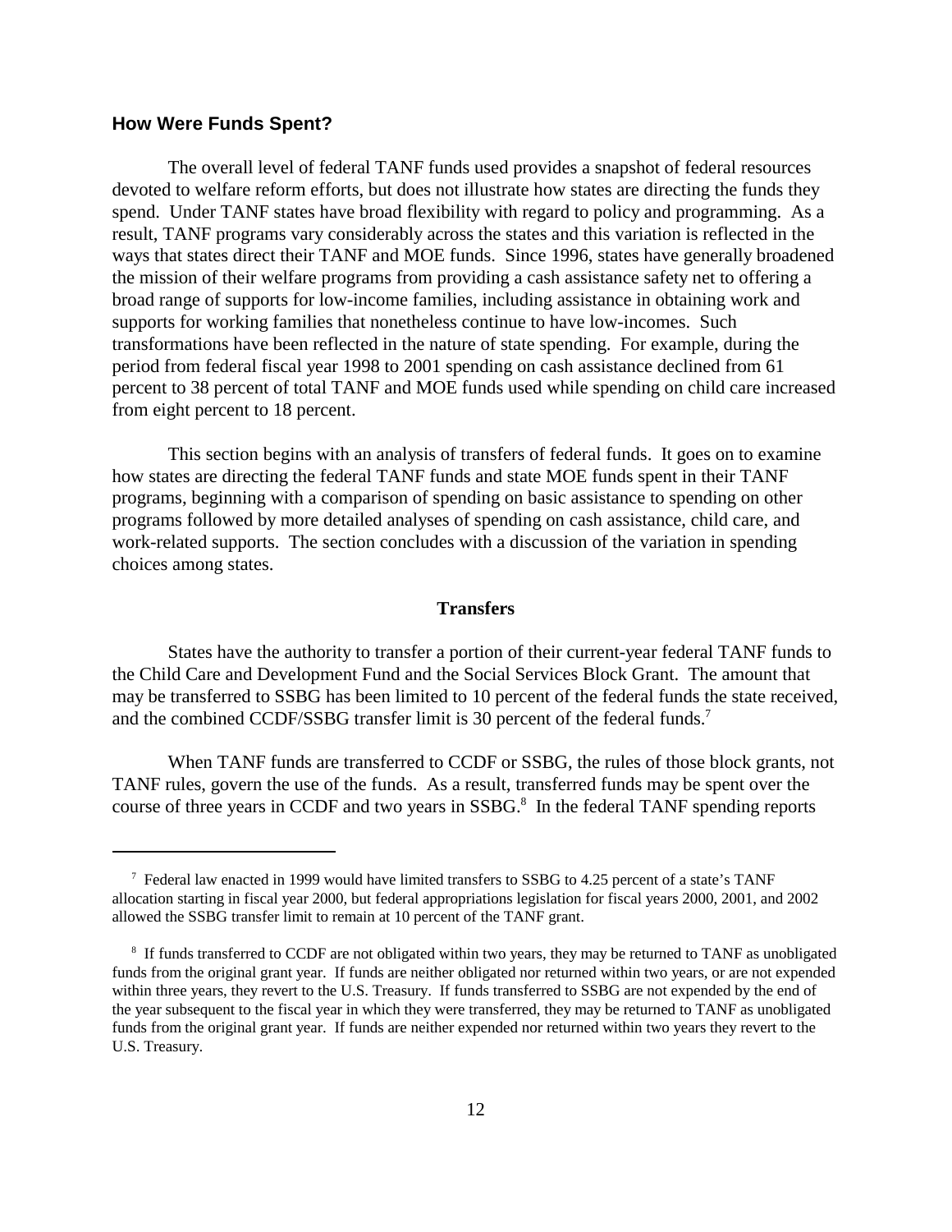## How Were Funds Spent?

The overall level of federal TANF funds used provides a snapshot of federal resources devoted to welfare reform efforts, but does not illustrate how states are directing the funds they spend. Under TANF states have broad flexibility with regard to policy and programming. As a result, TANF programs vary considerably across the states and this variation is reflected in the ways that states direct their TANF and MOE funds. Since 1996, states have generally broadened the mission of their welfare programs from providing a cash assistance safety net to offering a broad range of supports for low-income families, including assistance in obtaining work and supports for working families that nonetheless continue to have low-incomes. Such transformations have been reflected in the nature of state spending. For example, during the period from federal fiscal year 1998 to 2001 spending on cash assistance declined from 61 percent to 38 percent of total TANF and MOE funds used while spending on child care increased from eight percent to 18 percent.

This section begins with an analysis of transfers of federal funds. It goes on to examine how states are directing the federal TANF funds and state MOE funds spent in their TANF programs, beginning with a comparison of spending on basic assistance to spending on other programs followed by more detailed analyses of spending on cash assistance, child care, and work-related supports. The section concludes with a discussion of the variation in spending choices among states.

### Transfers

States have the authority to transfer a portion of their current-year federal TANF funds to the Child Care and Development Fund and the Social Services Block Grant. The amount that may be transferred to SSBG has been limited to 10 percent of the federal funds the state received, and the combined CCDF/SSBG transfer limit is 30 percent of the federal funds.[7]

When TANF funds are transferred to CCDF or SSBG, the rules of those block grants, not TANF rules, govern the use of the funds. As a result, transferred funds may be spent over the course of three years in CCDF and two years in SSBG.[8] In the federal TANF spending reports

---

[7] Federal law enacted in 1999 would have limited transfers to SSBG to 4.25 percent of a state's TANF allocation starting in fiscal year 2000, but federal appropriations legislation for fiscal years 2000, 2001, and 2002 allowed the SSBG transfer limit to remain at 10 percent of the TANF grant.

[8] If funds transferred to CCDF are not obligated within two years, they may be returned to TANF as unobligated funds from the original grant year. If funds are neither obligated nor returned within two years, or are not expended within three years, they revert to the U.S. Treasury. If funds transferred to SSBG are not expended by the end of the year subsequent to the fiscal year in which they were transferred, they may be returned to TANF as unobligated funds from the original grant year. If funds are neither expended nor returned within two years they revert to the U.S. Treasury.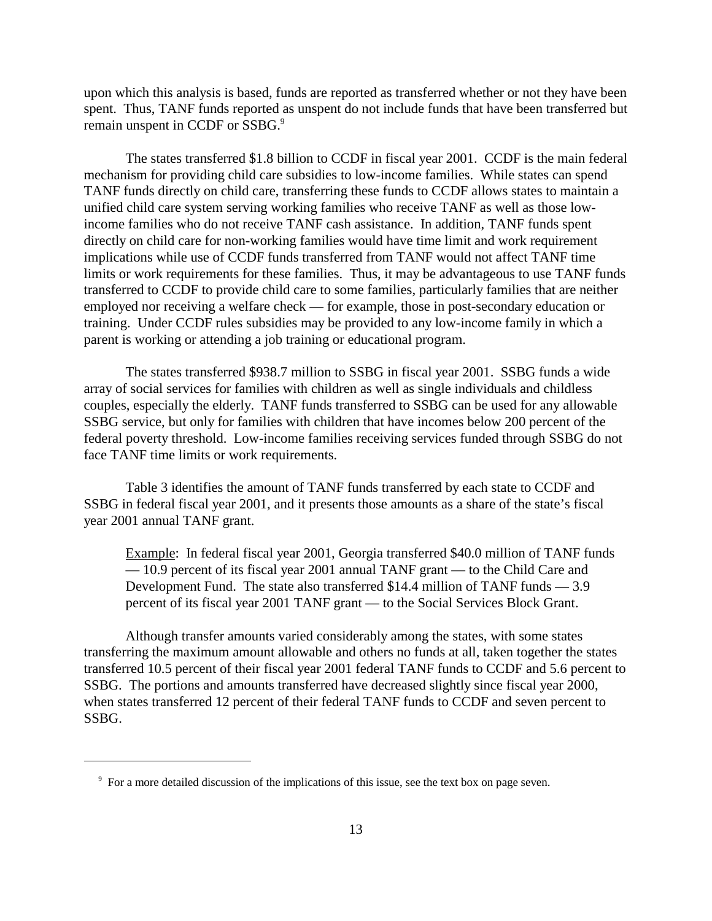upon which this analysis is based, funds are reported as transferred whether or not they have been spent. Thus, TANF funds reported as unspent do not include funds that have been transferred but remain unspent in CCDF or SSBG.[9]

The states transferred $1.8 billion to CCDF in fiscal year 2001. CCDF is the main federal mechanism for providing child care subsidies to low-income families. While states can spend TANF funds directly on child care, transferring these funds to CCDF allows states to maintain a unified child care system serving working families who receive TANF as well as those low-income families who do not receive TANF cash assistance. In addition, TANF funds spent directly on child care for non-working families would have time limit and work requirement implications while use of CCDF funds transferred from TANF would not affect TANF time limits or work requirements for these families. Thus, it may be advantageous to use TANF funds transferred to CCDF to provide child care to some families, particularly families that are neither employed nor receiving a welfare check — for example, those in post-secondary education or training. Under CCDF rules subsidies may be provided to any low-income family in which a parent is working or attending a job training or educational program.

The states transferred $938.7 million to SSBG in fiscal year 2001. SSBG funds a wide array of social services for families with children as well as single individuals and childless couples, especially the elderly. TANF funds transferred to SSBG can be used for any allowable SSBG service, but only for families with children that have incomes below 200 percent of the federal poverty threshold. Low-income families receiving services funded through SSBG do not face TANF time limits or work requirements.

Table 3 identifies the amount of TANF funds transferred by each state to CCDF and SSBG in federal fiscal year 2001, and it presents those amounts as a share of the state's fiscal year 2001 annual TANF grant.

> Example: In federal fiscal year 2001, Georgia transferred $40.0 million of TANF funds — 10.9 percent of its fiscal year 2001 annual TANF grant — to the Child Care and Development Fund. The state also transferred $14.4 million of TANF funds — 3.9 percent of its fiscal year 2001 TANF grant — to the Social Services Block Grant.

Although transfer amounts varied considerably among the states, with some states transferring the maximum amount allowable and others no funds at all, taken together the states transferred 10.5 percent of their fiscal year 2001 federal TANF funds to CCDF and 5.6 percent to SSBG. The portions and amounts transferred have decreased slightly since fiscal year 2000, when states transferred 12 percent of their federal TANF funds to CCDF and seven percent to SSBG.

---

[9] For a more detailed discussion of the implications of this issue, see the text box on page seven.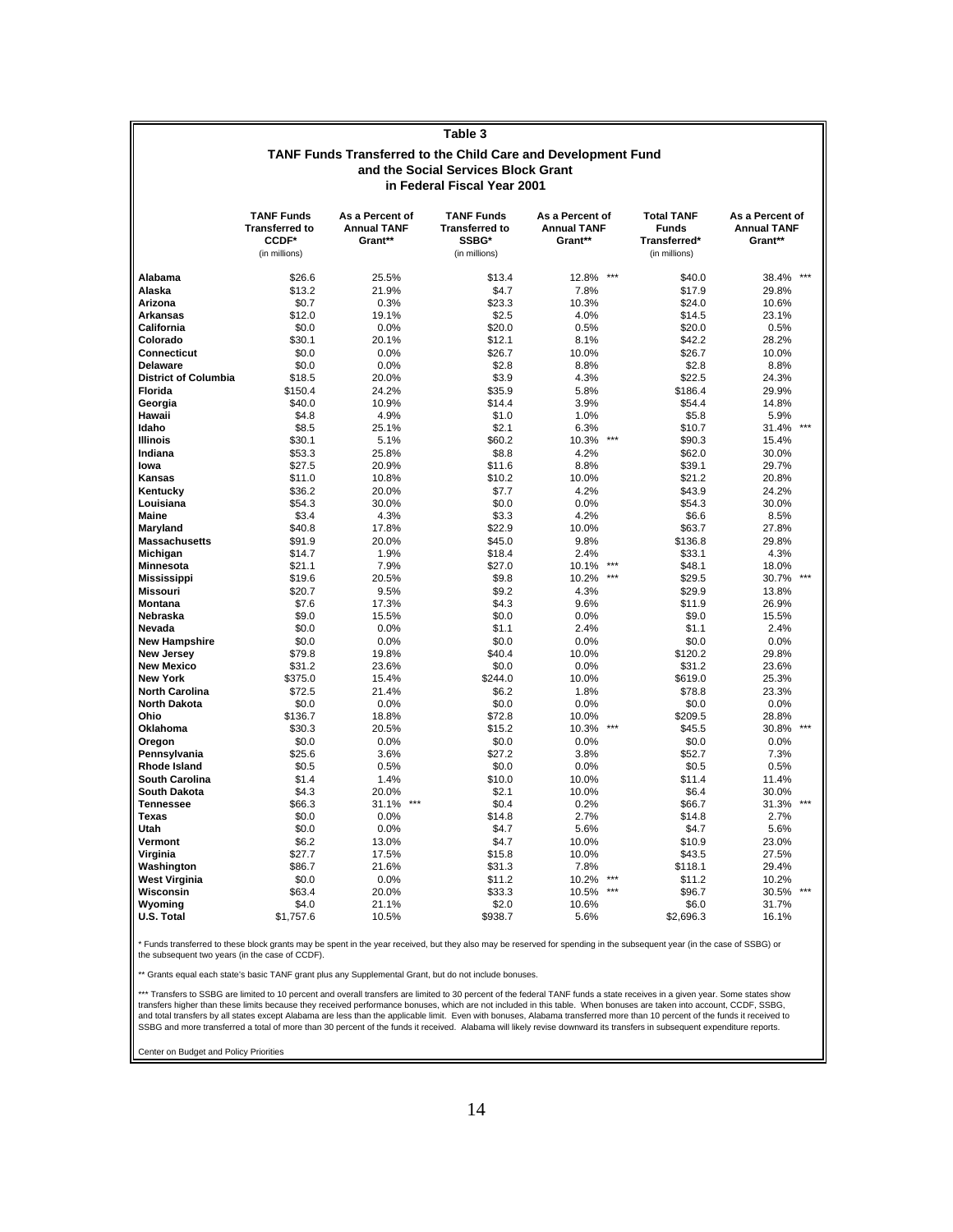# Table 3

## TANF Funds Transferred to the Child Care and Development Fund and the Social Services Block Grant in Federal Fiscal Year 2001

| | TANF Funds Transferred to CCDF* (in millions) | As a Percent of Annual TANF Grant** | TANF Funds Transferred to SSBG* (in millions) | As a Percent of Annual TANF Grant** | Total TANF Funds Transferred* (in millions) | As a Percent of Annual TANF Grant** |
|---|---|---|---|---|---|---|
| **Alabama** | $26.6 | 25.5% | $13.4 | 12.8% *** | $40.0 | 38.4% *** |
| **Alaska** | $13.2 | 21.9% | $4.7 | 7.8% | $17.9 | 29.8% |
| **Arizona** | $0.7 | 0.3% | $23.3 | 10.3% | $24.0 | 10.6% |
| **Arkansas** | $12.0 | 19.1% | $2.5 | 4.0% | $14.5 | 23.1% |
| **California** | $0.0 | 0.0% | $20.0 | 0.5% | $20.0 | 0.5% |
| **Colorado** | $30.1 | 20.1% | $12.1 | 8.1% | $42.2 | 28.2% |
| **Connecticut** | $0.0 | 0.0% | $26.7 | 10.0% | $26.7 | 10.0% |
| **Delaware** | $0.0 | 0.0% | $2.8 | 8.8% | $2.8 | 8.8% |
| **District of Columbia** | $18.5 | 20.0% | $3.9 | 4.3% | $22.5 | 24.3% |
| **Florida** | $150.4 | 24.2% | $35.9 | 5.8% | $186.4 | 29.9% |
| **Georgia** | $40.0 | 10.9% | $14.4 | 3.9% | $54.4 | 14.8% |
| **Hawaii** | $4.8 | 4.9% | $1.0 | 1.0% | $5.8 | 5.9% |
| **Idaho** | $8.5 | 25.1% | $2.1 | 6.3% | $10.7 | 31.4% *** |
| **Illinois** | $30.1 | 5.1% | $60.2 | 10.3% *** | $90.3 | 15.4% |
| **Indiana** | $53.3 | 25.8% | $8.8 | 4.2% | $62.0 | 30.0% |
| **Iowa** | $27.5 | 20.9% | $11.6 | 8.8% | $39.1 | 29.7% |
| **Kansas** | $11.0 | 10.8% | $10.2 | 10.0% | $21.2 | 20.8% |
| **Kentucky** | $36.2 | 20.0% | $7.7 | 4.2% | $43.9 | 24.2% |
| **Louisiana** | $54.3 | 30.0% | $0.0 | 0.0% | $54.3 | 30.0% |
| **Maine** | $3.4 | 4.3% | $3.3 | 4.2% | $6.6 | 8.5% |
| **Maryland** | $40.8 | 17.8% | $22.9 | 10.0% | $63.7 | 27.8% |
| **Massachusetts** | $91.9 | 20.0% | $45.0 | 9.8% | $136.8 | 29.8% |
| **Michigan** | $14.7 | 1.9% | $18.4 | 2.4% | $33.1 | 4.3% |
| **Minnesota** | $21.1 | 7.9% | $27.0 | 10.1% *** | $48.1 | 18.0% |
| **Mississippi** | $19.6 | 20.5% | $9.8 | 10.2% *** | $29.5 | 30.7% *** |
| **Missouri** | $20.7 | 9.5% | $9.2 | 4.3% | $29.9 | 13.8% |
| **Montana** | $7.6 | 17.3% | $4.3 | 9.6% | $11.9 | 26.9% |
| **Nebraska** | $9.0 | 15.5% | $0.0 | 0.0% | $9.0 | 15.5% |
| **Nevada** | $0.0 | 0.0% | $1.1 | 2.4% | $1.1 | 2.4% |
| **New Hampshire** | $0.0 | 0.0% | $0.0 | 0.0% | $0.0 | 0.0% |
| **New Jersey** | $79.8 | 19.8% | $40.4 | 10.0% | $120.2 | 29.8% |
| **New Mexico** | $31.2 | 23.6% | $0.0 | 0.0% | $31.2 | 23.6% |
| **New York** | $375.0 | 15.4% | $244.0 | 10.0% | $619.0 | 25.3% |
| **North Carolina** | $72.5 | 21.4% | $6.2 | 1.8% | $78.8 | 23.3% |
| **North Dakota** | $0.0 | 0.0% | $0.0 | 0.0% | $0.0 | 0.0% |
| **Ohio** | $136.7 | 18.8% | $72.8 | 10.0% | $209.5 | 28.8% |
| **Oklahoma** | $30.3 | 20.5% | $15.2 | 10.3% *** | $45.5 | 30.8% *** |
| **Oregon** | $0.0 | 0.0% | $0.0 | 0.0% | $0.0 | 0.0% |
| **Pennsylvania** | $25.6 | 3.6% | $27.2 | 3.8% | $52.7 | 7.3% |
| **Rhode Island** | $0.5 | 0.5% | $0.0 | 0.0% | $0.5 | 0.5% |
| **South Carolina** | $1.4 | 1.4% | $10.0 | 10.0% | $11.4 | 11.4% |
| **South Dakota** | $4.3 | 20.0% | $2.1 | 10.0% | $6.4 | 30.0% |
| **Tennessee** | $66.3 | 31.1% *** | $0.4 | 0.2% | $66.7 | 31.3% *** |
| **Texas** | $0.0 | 0.0% | $14.8 | 2.7% | $14.8 | 2.7% |
| **Utah** | $0.0 | 0.0% | $4.7 | 5.6% | $4.7 | 5.6% |
| **Vermont** | $6.2 | 13.0% | $4.7 | 10.0% | $10.9 | 23.0% |
| **Virginia** | $27.7 | 17.5% | $15.8 | 10.0% | $43.5 | 27.5% |
| **Washington** | $86.7 | 21.6% | $31.3 | 7.8% | $118.1 | 29.4% |
| **West Virginia** | $0.0 | 0.0% | $11.2 | 10.2% *** | $11.2 | 10.2% |
| **Wisconsin** | $63.4 | 20.0% | $33.3 | 10.5% *** | $96.7 | 30.5% *** |
| **Wyoming** | $4.0 | 21.1% | $2.0 | 10.6% | $6.0 | 31.7% |
| **U.S. Total** | $1,757.6 | 10.5% | $938.7 | 5.6% | $2,696.3 | 16.1% |

\* Funds transferred to these block grants may be spent in the year received, but they also may be reserved for spending in the subsequent year (in the case of SSBG) or the subsequent two years (in the case of CCDF).

\** Grants equal each state's basic TANF grant plus any Supplemental Grant, but do not include bonuses.

\*** Transfers to SSBG are limited to 10 percent and overall transfers are limited to 30 percent of the federal TANF funds a state receives in a given year. Some states show transfers higher than these limits because they received performance bonuses, which are not included in this table. When bonuses are taken into account, CCDF, SSBG, and total transfers by all states except Alabama are less than the applicable limit. Even with bonuses, Alabama transferred more than 10 percent of the funds it received to SSBG and more transferred a total of more than 30 percent of the funds it received. Alabama will likely revise downward its transfers in subsequent expenditure reports.

Center on Budget and Policy Priorities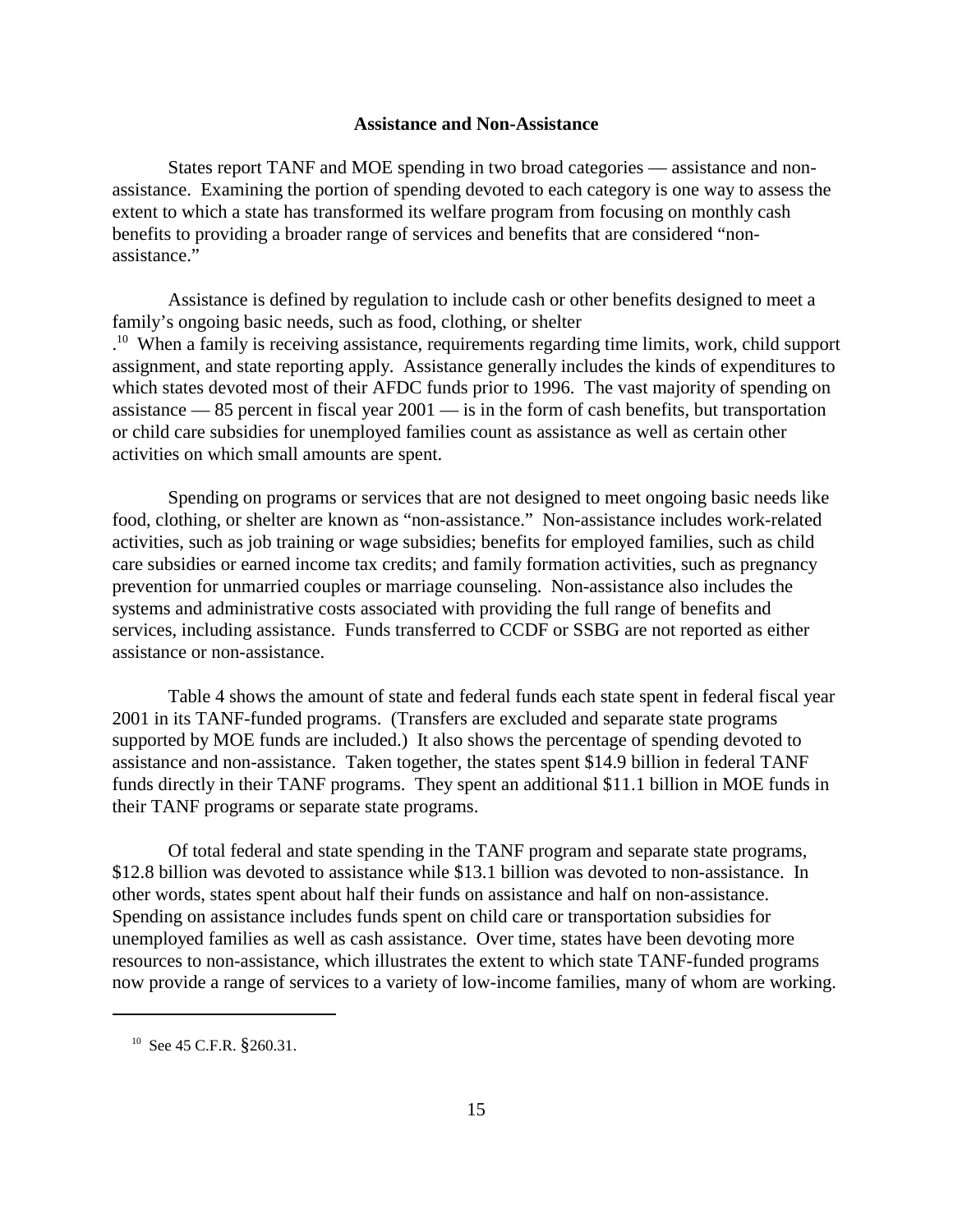### Assistance and Non-Assistance

States report TANF and MOE spending in two broad categories — assistance and non-assistance. Examining the portion of spending devoted to each category is one way to assess the extent to which a state has transformed its welfare program from focusing on monthly cash benefits to providing a broader range of services and benefits that are considered "non-assistance."

Assistance is defined by regulation to include cash or other benefits designed to meet a family's ongoing basic needs, such as food, clothing, or shelter.[10] When a family is receiving assistance, requirements regarding time limits, work, child support assignment, and state reporting apply. Assistance generally includes the kinds of expenditures to which states devoted most of their AFDC funds prior to 1996. The vast majority of spending on assistance — 85 percent in fiscal year 2001 — is in the form of cash benefits, but transportation or child care subsidies for unemployed families count as assistance as well as certain other activities on which small amounts are spent.

Spending on programs or services that are not designed to meet ongoing basic needs like food, clothing, or shelter are known as "non-assistance." Non-assistance includes work-related activities, such as job training or wage subsidies; benefits for employed families, such as child care subsidies or earned income tax credits; and family formation activities, such as pregnancy prevention for unmarried couples or marriage counseling. Non-assistance also includes the systems and administrative costs associated with providing the full range of benefits and services, including assistance. Funds transferred to CCDF or SSBG are not reported as either assistance or non-assistance.

Table 4 shows the amount of state and federal funds each state spent in federal fiscal year 2001 in its TANF-funded programs. (Transfers are excluded and separate state programs supported by MOE funds are included.) It also shows the percentage of spending devoted to assistance and non-assistance. Taken together, the states spent $14.9 billion in federal TANF funds directly in their TANF programs. They spent an additional $11.1 billion in MOE funds in their TANF programs or separate state programs.

Of total federal and state spending in the TANF program and separate state programs, $12.8 billion was devoted to assistance while $13.1 billion was devoted to non-assistance. In other words, states spent about half their funds on assistance and half on non-assistance. Spending on assistance includes funds spent on child care or transportation subsidies for unemployed families as well as cash assistance. Over time, states have been devoting more resources to non-assistance, which illustrates the extent to which state TANF-funded programs now provide a range of services to a variety of low-income families, many of whom are working.

---

[10] See 45 C.F.R. §260.31.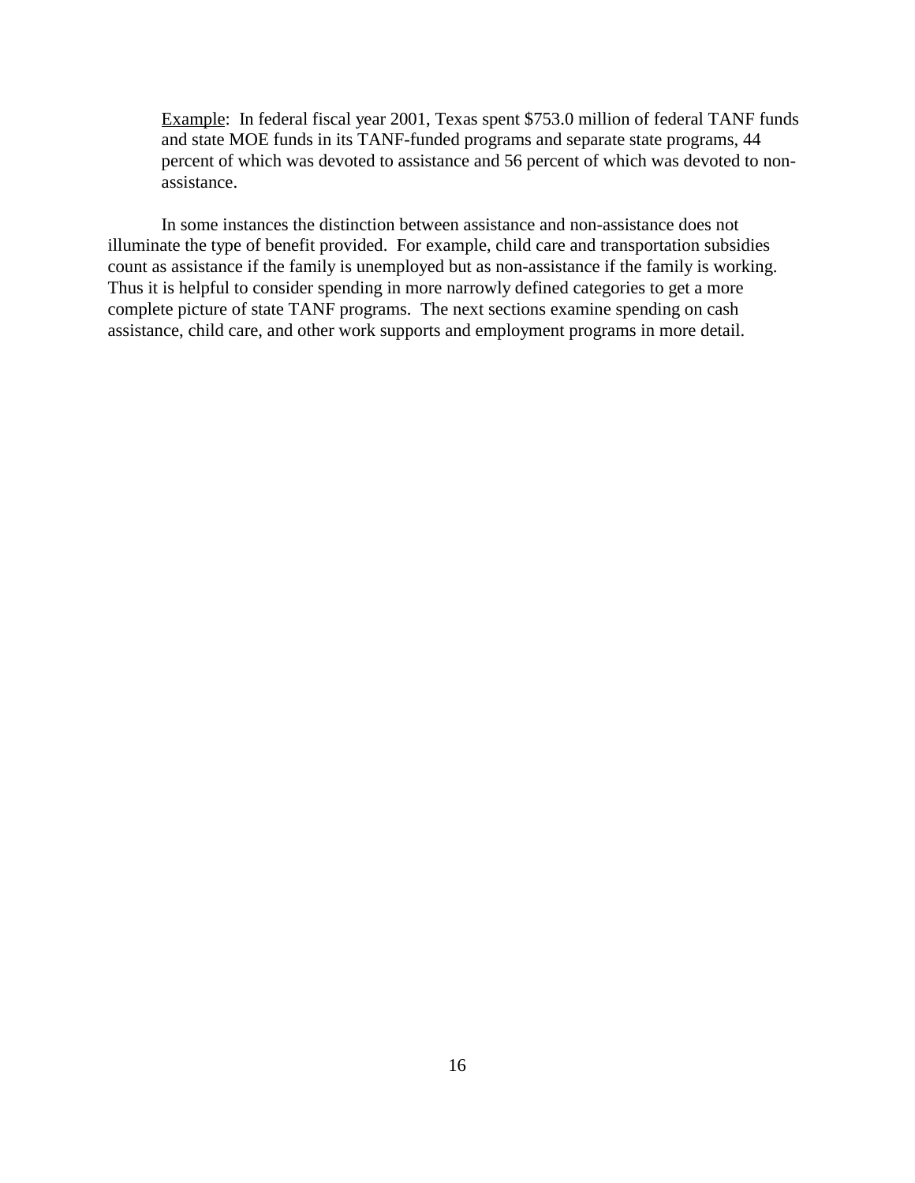<u>Example</u>: In federal fiscal year 2001, Texas spent $753.0 million of federal TANF funds and state MOE funds in its TANF-funded programs and separate state programs, 44 percent of which was devoted to assistance and 56 percent of which was devoted to non-assistance.

In some instances the distinction between assistance and non-assistance does not illuminate the type of benefit provided. For example, child care and transportation subsidies count as assistance if the family is unemployed but as non-assistance if the family is working. Thus it is helpful to consider spending in more narrowly defined categories to get a more complete picture of state TANF programs. The next sections examine spending on cash assistance, child care, and other work supports and employment programs in more detail.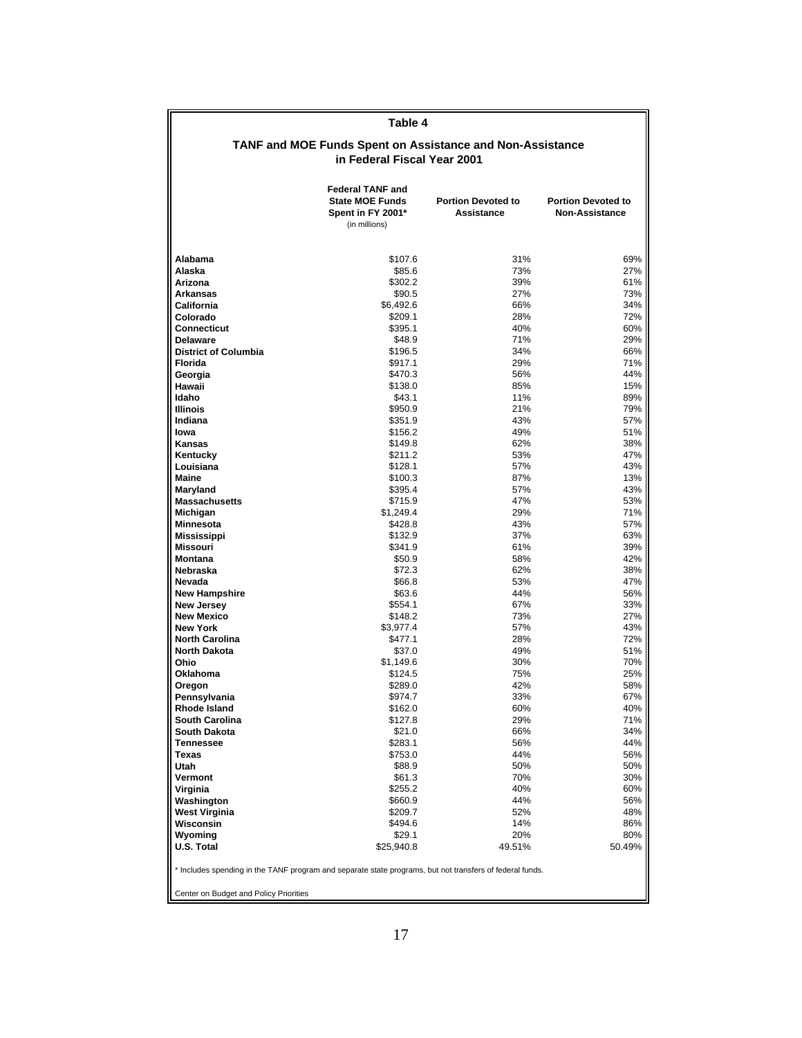## Table 4

### TANF and MOE Funds Spent on Assistance and Non-Assistance in Federal Fiscal Year 2001

| | Federal TANF and State MOE Funds Spent in FY 2001* (in millions) | Portion Devoted to Assistance | Portion Devoted to Non-Assistance |
|---|---|---|---|
| **Alabama** | $107.6 | 31% | 69% |
| **Alaska** | $85.6 | 73% | 27% |
| **Arizona** | $302.2 | 39% | 61% |
| **Arkansas** | $90.5 | 27% | 73% |
| **California** | $6,492.6 | 66% | 34% |
| **Colorado** | $209.1 | 28% | 72% |
| **Connecticut** | $395.1 | 40% | 60% |
| **Delaware** | $48.9 | 71% | 29% |
| **District of Columbia** | $196.5 | 34% | 66% |
| **Florida** | $917.1 | 29% | 71% |
| **Georgia** | $470.3 | 56% | 44% |
| **Hawaii** | $138.0 | 85% | 15% |
| **Idaho** | $43.1 | 11% | 89% |
| **Illinois** | $950.9 | 21% | 79% |
| **Indiana** | $351.9 | 43% | 57% |
| **Iowa** | $156.2 | 49% | 51% |
| **Kansas** | $149.8 | 62% | 38% |
| **Kentucky** | $211.2 | 53% | 47% |
| **Louisiana** | $128.1 | 57% | 43% |
| **Maine** | $100.3 | 87% | 13% |
| **Maryland** | $395.4 | 57% | 43% |
| **Massachusetts** | $715.9 | 47% | 53% |
| **Michigan** | $1,249.4 | 29% | 71% |
| **Minnesota** | $428.8 | 43% | 57% |
| **Mississippi** | $132.9 | 37% | 63% |
| **Missouri** | $341.9 | 61% | 39% |
| **Montana** | $50.9 | 58% | 42% |
| **Nebraska** | $72.3 | 62% | 38% |
| **Nevada** | $66.8 | 53% | 47% |
| **New Hampshire** | $63.6 | 44% | 56% |
| **New Jersey** | $554.1 | 67% | 33% |
| **New Mexico** | $148.2 | 73% | 27% |
| **New York** | $3,977.4 | 57% | 43% |
| **North Carolina** | $477.1 | 28% | 72% |
| **North Dakota** | $37.0 | 49% | 51% |
| **Ohio** | $1,149.6 | 30% | 70% |
| **Oklahoma** | $124.5 | 75% | 25% |
| **Oregon** | $289.0 | 42% | 58% |
| **Pennsylvania** | $974.7 | 33% | 67% |
| **Rhode Island** | $162.0 | 60% | 40% |
| **South Carolina** | $127.8 | 29% | 71% |
| **South Dakota** | $21.0 | 66% | 34% |
| **Tennessee** | $283.1 | 56% | 44% |
| **Texas** | $753.0 | 44% | 56% |
| **Utah** | $88.9 | 50% | 50% |
| **Vermont** | $61.3 | 70% | 30% |
| **Virginia** | $255.2 | 40% | 60% |
| **Washington** | $660.9 | 44% | 56% |
| **West Virginia** | $209.7 | 52% | 48% |
| **Wisconsin** | $494.6 | 14% | 86% |
| **Wyoming** | $29.1 | 20% | 80% |
| **U.S. Total** | $25,940.8 | 49.51% | 50.49% |

\* Includes spending in the TANF program and separate state programs, but not transfers of federal funds.

Center on Budget and Policy Priorities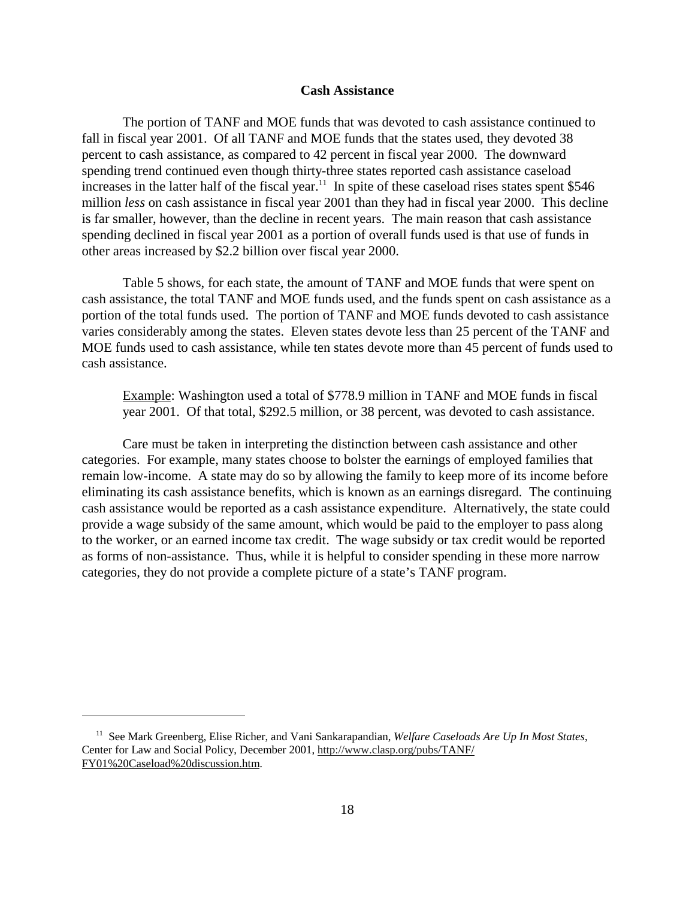### Cash Assistance

The portion of TANF and MOE funds that was devoted to cash assistance continued to fall in fiscal year 2001. Of all TANF and MOE funds that the states used, they devoted 38 percent to cash assistance, as compared to 42 percent in fiscal year 2000. The downward spending trend continued even though thirty-three states reported cash assistance caseload increases in the latter half of the fiscal year.[11] In spite of these caseload rises states spent $546 million *less* on cash assistance in fiscal year 2001 than they had in fiscal year 2000. This decline is far smaller, however, than the decline in recent years. The main reason that cash assistance spending declined in fiscal year 2001 as a portion of overall funds used is that use of funds in other areas increased by $2.2 billion over fiscal year 2000.

Table 5 shows, for each state, the amount of TANF and MOE funds that were spent on cash assistance, the total TANF and MOE funds used, and the funds spent on cash assistance as a portion of the total funds used. The portion of TANF and MOE funds devoted to cash assistance varies considerably among the states. Eleven states devote less than 25 percent of the TANF and MOE funds used to cash assistance, while ten states devote more than 45 percent of funds used to cash assistance.

> Example: Washington used a total of $778.9 million in TANF and MOE funds in fiscal year 2001. Of that total, $292.5 million, or 38 percent, was devoted to cash assistance.

Care must be taken in interpreting the distinction between cash assistance and other categories. For example, many states choose to bolster the earnings of employed families that remain low-income. A state may do so by allowing the family to keep more of its income before eliminating its cash assistance benefits, which is known as an earnings disregard. The continuing cash assistance would be reported as a cash assistance expenditure. Alternatively, the state could provide a wage subsidy of the same amount, which would be paid to the employer to pass along to the worker, or an earned income tax credit. The wage subsidy or tax credit would be reported as forms of non-assistance. Thus, while it is helpful to consider spending in these more narrow categories, they do not provide a complete picture of a state's TANF program.

---

[11] See Mark Greenberg, Elise Richer, and Vani Sankarapandian, *Welfare Caseloads Are Up In Most States*, Center for Law and Social Policy, December 2001, http://www.clasp.org/pubs/TANF/FY01%20Caseload%20discussion.htm.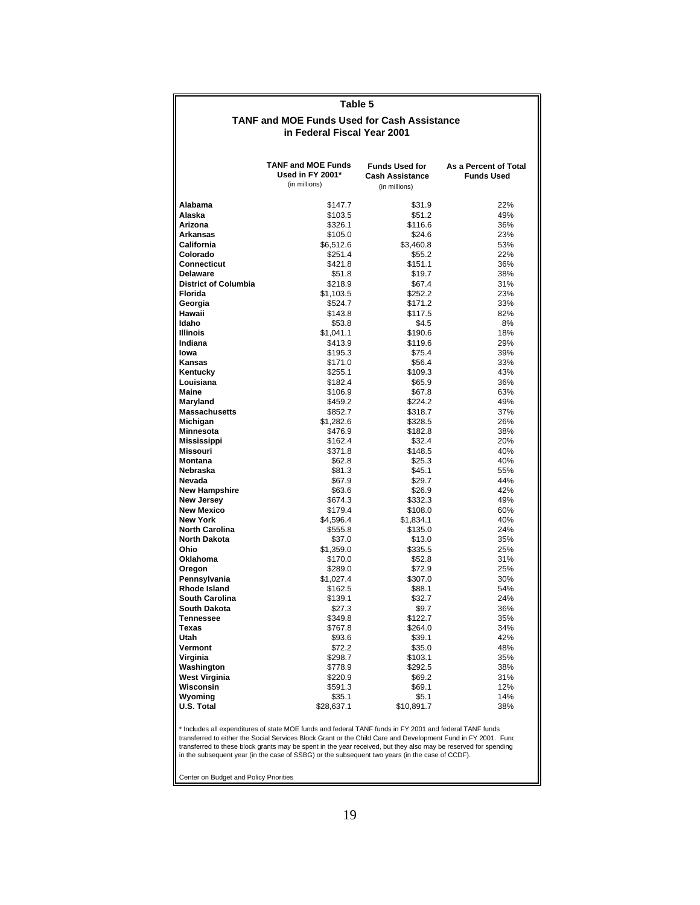## Table 5

### TANF and MOE Funds Used for Cash Assistance in Federal Fiscal Year 2001

| | TANF and MOE Funds Used in FY 2001* (in millions) | Funds Used for Cash Assistance (in millions) | As a Percent of Total Funds Used |
|---|---|---|---|
| **Alabama** | $147.7 | $31.9 | 22% |
| **Alaska** | $103.5 | $51.2 | 49% |
| **Arizona** | $326.1 | $116.6 | 36% |
| **Arkansas** | $105.0 | $24.6 | 23% |
| **California** | $6,512.6 | $3,460.8 | 53% |
| **Colorado** | $251.4 | $55.2 | 22% |
| **Connecticut** | $421.8 | $151.1 | 36% |
| **Delaware** | $51.8 | $19.7 | 38% |
| **District of Columbia** | $218.9 | $67.4 | 31% |
| **Florida** | $1,103.5 | $252.2 | 23% |
| **Georgia** | $524.7 | $171.2 | 33% |
| **Hawaii** | $143.8 | $117.5 | 82% |
| **Idaho** | $53.8 | $4.5 | 8% |
| **Illinois** | $1,041.1 | $190.6 | 18% |
| **Indiana** | $413.9 | $119.6 | 29% |
| **Iowa** | $195.3 | $75.4 | 39% |
| **Kansas** | $171.0 | $56.4 | 33% |
| **Kentucky** | $255.1 | $109.3 | 43% |
| **Louisiana** | $182.4 | $65.9 | 36% |
| **Maine** | $106.9 | $67.8 | 63% |
| **Maryland** | $459.2 | $224.2 | 49% |
| **Massachusetts** | $852.7 | $318.7 | 37% |
| **Michigan** | $1,282.6 | $328.5 | 26% |
| **Minnesota** | $476.9 | $182.8 | 38% |
| **Mississippi** | $162.4 | $32.4 | 20% |
| **Missouri** | $371.8 | $148.5 | 40% |
| **Montana** | $62.8 | $25.3 | 40% |
| **Nebraska** | $81.3 | $45.1 | 55% |
| **Nevada** | $67.9 | $29.7 | 44% |
| **New Hampshire** | $63.6 | $26.9 | 42% |
| **New Jersey** | $674.3 | $332.3 | 49% |
| **New Mexico** | $179.4 | $108.0 | 60% |
| **New York** | $4,596.4 | $1,834.1 | 40% |
| **North Carolina** | $555.8 | $135.0 | 24% |
| **North Dakota** | $37.0 | $13.0 | 35% |
| **Ohio** | $1,359.0 | $335.5 | 25% |
| **Oklahoma** | $170.0 | $52.8 | 31% |
| **Oregon** | $289.0 | $72.9 | 25% |
| **Pennsylvania** | $1,027.4 | $307.0 | 30% |
| **Rhode Island** | $162.5 | $88.1 | 54% |
| **South Carolina** | $139.1 | $32.7 | 24% |
| **South Dakota** | $27.3 | $9.7 | 36% |
| **Tennessee** | $349.8 | $122.7 | 35% |
| **Texas** | $767.8 | $264.0 | 34% |
| **Utah** | $93.6 | $39.1 | 42% |
| **Vermont** | $72.2 | $35.0 | 48% |
| **Virginia** | $298.7 | $103.1 | 35% |
| **Washington** | $778.9 | $292.5 | 38% |
| **West Virginia** | $220.9 | $69.2 | 31% |
| **Wisconsin** | $591.3 | $69.1 | 12% |
| **Wyoming** | $35.1 | $5.1 | 14% |
| **U.S. Total** | $28,637.1 | $10,891.7 | 38% |

\* Includes all expenditures of state MOE funds and federal TANF funds in FY 2001 and federal TANF funds transferred to either the Social Services Block Grant or the Child Care and Development Fund in FY 2001. Func transferred to these block grants may be spent in the year received, but they also may be reserved for spending in the subsequent year (in the case of SSBG) or the subsequent two years (in the case of CCDF).

Center on Budget and Policy Priorities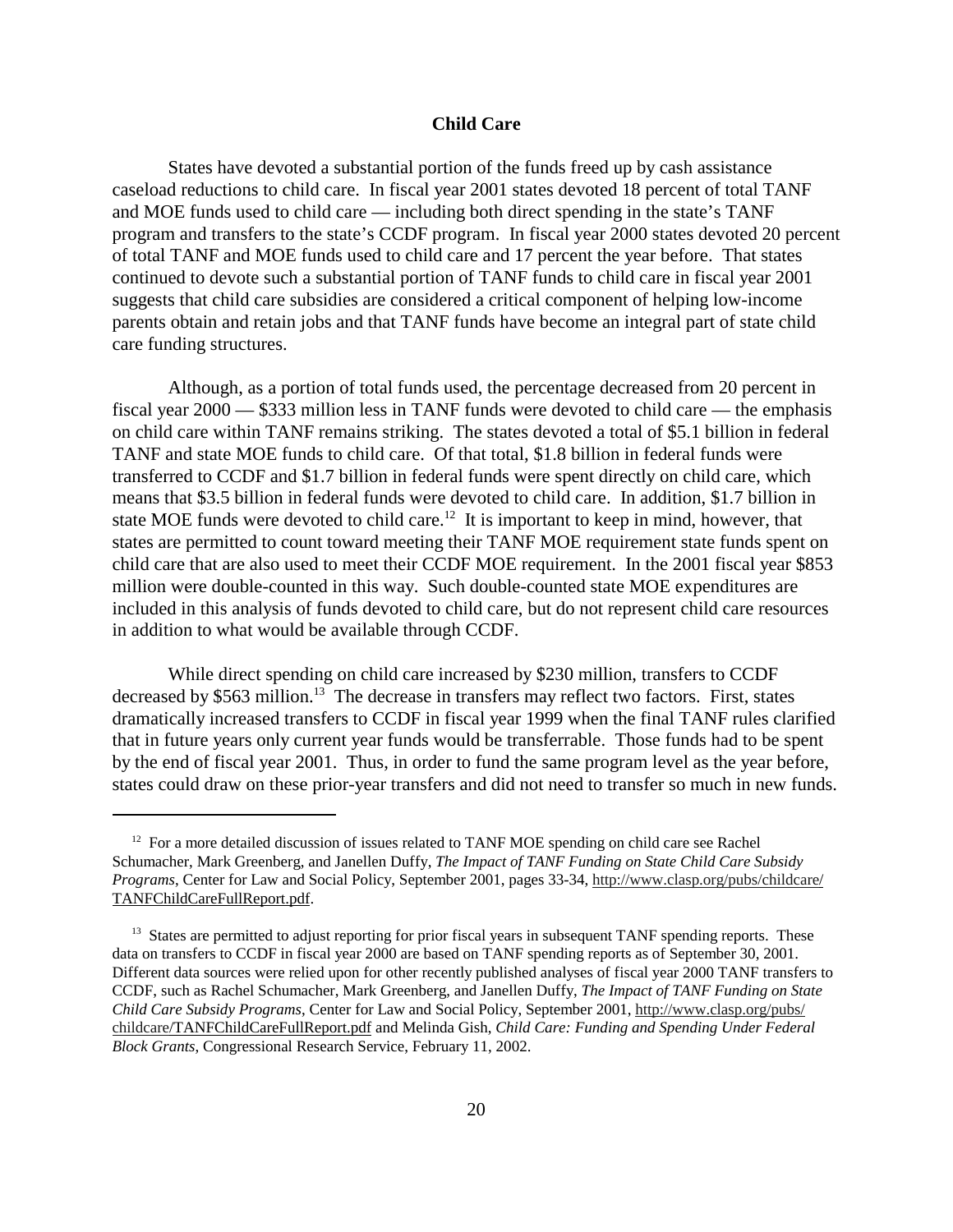## Child Care

States have devoted a substantial portion of the funds freed up by cash assistance caseload reductions to child care. In fiscal year 2001 states devoted 18 percent of total TANF and MOE funds used to child care — including both direct spending in the state's TANF program and transfers to the state's CCDF program. In fiscal year 2000 states devoted 20 percent of total TANF and MOE funds used to child care and 17 percent the year before. That states continued to devote such a substantial portion of TANF funds to child care in fiscal year 2001 suggests that child care subsidies are considered a critical component of helping low-income parents obtain and retain jobs and that TANF funds have become an integral part of state child care funding structures.

Although, as a portion of total funds used, the percentage decreased from 20 percent in fiscal year 2000 — \$333 million less in TANF funds were devoted to child care — the emphasis on child care within TANF remains striking. The states devoted a total of \$5.1 billion in federal TANF and state MOE funds to child care. Of that total, \$1.8 billion in federal funds were transferred to CCDF and \$1.7 billion in federal funds were spent directly on child care, which means that \$3.5 billion in federal funds were devoted to child care. In addition, \$1.7 billion in state MOE funds were devoted to child care.[12] It is important to keep in mind, however, that states are permitted to count toward meeting their TANF MOE requirement state funds spent on child care that are also used to meet their CCDF MOE requirement. In the 2001 fiscal year \$853 million were double-counted in this way. Such double-counted state MOE expenditures are included in this analysis of funds devoted to child care, but do not represent child care resources in addition to what would be available through CCDF.

While direct spending on child care increased by \$230 million, transfers to CCDF decreased by \$563 million.[13] The decrease in transfers may reflect two factors. First, states dramatically increased transfers to CCDF in fiscal year 1999 when the final TANF rules clarified that in future years only current year funds would be transferrable. Those funds had to be spent by the end of fiscal year 2001. Thus, in order to fund the same program level as the year before, states could draw on these prior-year transfers and did not need to transfer so much in new funds.

---

[12] For a more detailed discussion of issues related to TANF MOE spending on child care see Rachel Schumacher, Mark Greenberg, and Janellen Duffy, *The Impact of TANF Funding on State Child Care Subsidy Programs*, Center for Law and Social Policy, September 2001, pages 33-34, http://www.clasp.org/pubs/childcare/TANFChildCareFullReport.pdf.

[13] States are permitted to adjust reporting for prior fiscal years in subsequent TANF spending reports. These data on transfers to CCDF in fiscal year 2000 are based on TANF spending reports as of September 30, 2001. Different data sources were relied upon for other recently published analyses of fiscal year 2000 TANF transfers to CCDF, such as Rachel Schumacher, Mark Greenberg, and Janellen Duffy, *The Impact of TANF Funding on State Child Care Subsidy Programs*, Center for Law and Social Policy, September 2001, http://www.clasp.org/pubs/childcare/TANFChildCareFullReport.pdf and Melinda Gish, *Child Care: Funding and Spending Under Federal Block Grants*, Congressional Research Service, February 11, 2002.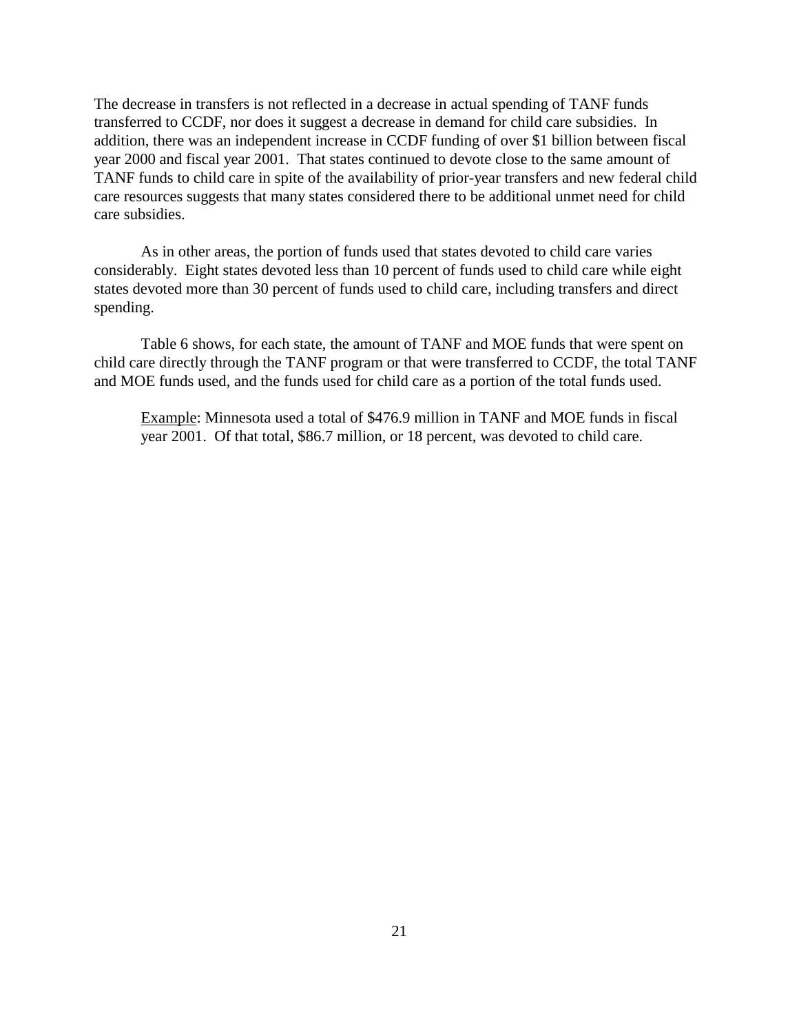The decrease in transfers is not reflected in a decrease in actual spending of TANF funds transferred to CCDF, nor does it suggest a decrease in demand for child care subsidies. In addition, there was an independent increase in CCDF funding of over $1 billion between fiscal year 2000 and fiscal year 2001. That states continued to devote close to the same amount of TANF funds to child care in spite of the availability of prior-year transfers and new federal child care resources suggests that many states considered there to be additional unmet need for child care subsidies.

As in other areas, the portion of funds used that states devoted to child care varies considerably. Eight states devoted less than 10 percent of funds used to child care while eight states devoted more than 30 percent of funds used to child care, including transfers and direct spending.

Table 6 shows, for each state, the amount of TANF and MOE funds that were spent on child care directly through the TANF program or that were transferred to CCDF, the total TANF and MOE funds used, and the funds used for child care as a portion of the total funds used.

> <u>Example</u>: Minnesota used a total of $476.9 million in TANF and MOE funds in fiscal year 2001. Of that total, $86.7 million, or 18 percent, was devoted to child care.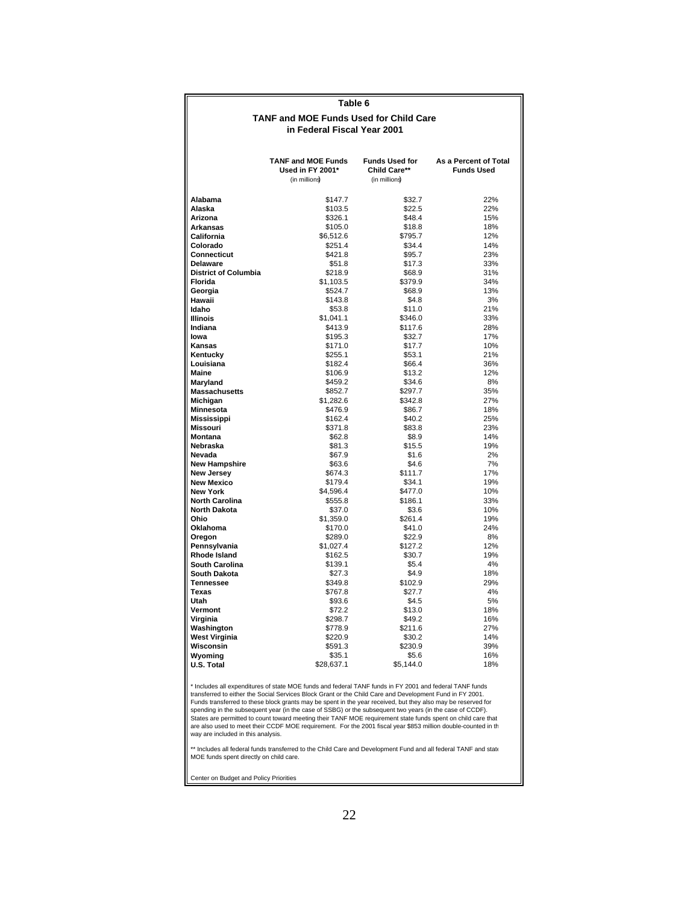## Table 6

### TANF and MOE Funds Used for Child Care in Federal Fiscal Year 2001

| | TANF and MOE Funds Used in FY 2001* (in millions) | Funds Used for Child Care** (in millions) | As a Percent of Total Funds Used |
|---|---|---|---|
| **Alabama** | $147.7 | $32.7 | 22% |
| **Alaska** | $103.5 | $22.5 | 22% |
| **Arizona** | $326.1 | $48.4 | 15% |
| **Arkansas** | $105.0 | $18.8 | 18% |
| **California** | $6,512.6 | $795.7 | 12% |
| **Colorado** | $251.4 | $34.4 | 14% |
| **Connecticut** | $421.8 | $95.7 | 23% |
| **Delaware** | $51.8 | $17.3 | 33% |
| **District of Columbia** | $218.9 | $68.9 | 31% |
| **Florida** | $1,103.5 | $379.9 | 34% |
| **Georgia** | $524.7 | $68.9 | 13% |
| **Hawaii** | $143.8 | $4.8 | 3% |
| **Idaho** | $53.8 | $11.0 | 21% |
| **Illinois** | $1,041.1 | $346.0 | 33% |
| **Indiana** | $413.9 | $117.6 | 28% |
| **Iowa** | $195.3 | $32.7 | 17% |
| **Kansas** | $171.0 | $17.7 | 10% |
| **Kentucky** | $255.1 | $53.1 | 21% |
| **Louisiana** | $182.4 | $66.4 | 36% |
| **Maine** | $106.9 | $13.2 | 12% |
| **Maryland** | $459.2 | $34.6 | 8% |
| **Massachusetts** | $852.7 | $297.7 | 35% |
| **Michigan** | $1,282.6 | $342.8 | 27% |
| **Minnesota** | $476.9 | $86.7 | 18% |
| **Mississippi** | $162.4 | $40.2 | 25% |
| **Missouri** | $371.8 | $83.8 | 23% |
| **Montana** | $62.8 | $8.9 | 14% |
| **Nebraska** | $81.3 | $15.5 | 19% |
| **Nevada** | $67.9 | $1.6 | 2% |
| **New Hampshire** | $63.6 | $4.6 | 7% |
| **New Jersey** | $674.3 | $111.7 | 17% |
| **New Mexico** | $179.4 | $34.1 | 19% |
| **New York** | $4,596.4 | $477.0 | 10% |
| **North Carolina** | $555.8 | $186.1 | 33% |
| **North Dakota** | $37.0 | $3.6 | 10% |
| **Ohio** | $1,359.0 | $261.4 | 19% |
| **Oklahoma** | $170.0 | $41.0 | 24% |
| **Oregon** | $289.0 | $22.9 | 8% |
| **Pennsylvania** | $1,027.4 | $127.2 | 12% |
| **Rhode Island** | $162.5 | $30.7 | 19% |
| **South Carolina** | $139.1 | $5.4 | 4% |
| **South Dakota** | $27.3 | $4.9 | 18% |
| **Tennessee** | $349.8 | $102.9 | 29% |
| **Texas** | $767.8 | $27.7 | 4% |
| **Utah** | $93.6 | $4.5 | 5% |
| **Vermont** | $72.2 | $13.0 | 18% |
| **Virginia** | $298.7 | $49.2 | 16% |
| **Washington** | $778.9 | $211.6 | 27% |
| **West Virginia** | $220.9 | $30.2 | 14% |
| **Wisconsin** | $591.3 | $230.9 | 39% |
| **Wyoming** | $35.1 | $5.6 | 16% |
| **U.S. Total** | $28,637.1 | $5,144.0 | 18% |

* Includes all expenditures of state MOE funds and federal TANF funds in FY 2001 and federal TANF funds transferred to either the Social Services Block Grant or the Child Care and Development Fund in FY 2001. Funds transferred to these block grants may be spent in the year received, but they also may be reserved for spending in the subsequent year (in the case of SSBG) or the subsequent two years (in the case of CCDF). States are permitted to count toward meeting their TANF MOE requirement state funds spent on child care that are also used to meet their CCDF MOE requirement. For the 2001 fiscal year $853 million double-counted in th way are included in this analysis.

** Includes all federal funds transferred to the Child Care and Development Fund and all federal TANF and state MOE funds spent directly on child care.

Center on Budget and Policy Priorities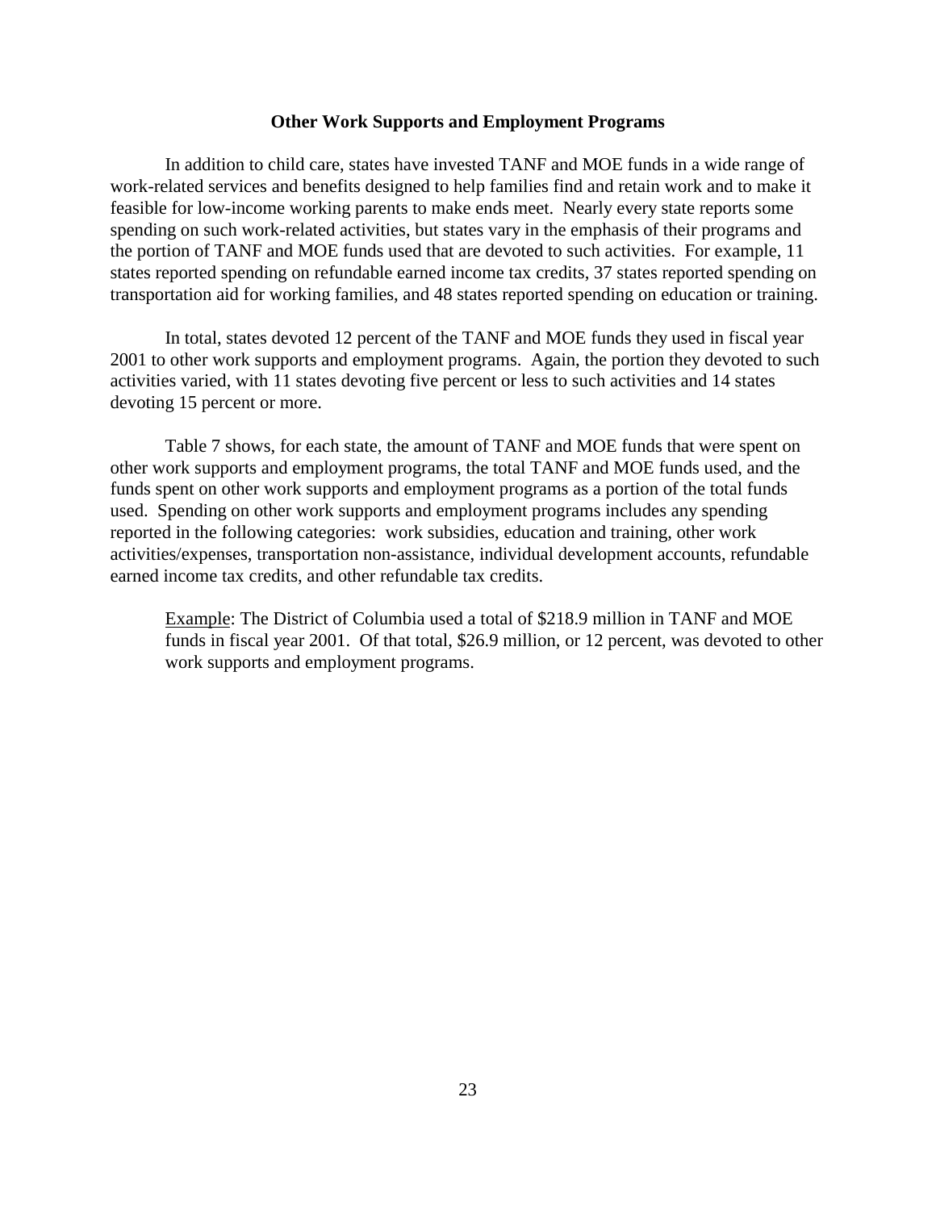## Other Work Supports and Employment Programs

In addition to child care, states have invested TANF and MOE funds in a wide range of work-related services and benefits designed to help families find and retain work and to make it feasible for low-income working parents to make ends meet. Nearly every state reports some spending on such work-related activities, but states vary in the emphasis of their programs and the portion of TANF and MOE funds used that are devoted to such activities. For example, 11 states reported spending on refundable earned income tax credits, 37 states reported spending on transportation aid for working families, and 48 states reported spending on education or training.

In total, states devoted 12 percent of the TANF and MOE funds they used in fiscal year 2001 to other work supports and employment programs. Again, the portion they devoted to such activities varied, with 11 states devoting five percent or less to such activities and 14 states devoting 15 percent or more.

Table 7 shows, for each state, the amount of TANF and MOE funds that were spent on other work supports and employment programs, the total TANF and MOE funds used, and the funds spent on other work supports and employment programs as a portion of the total funds used. Spending on other work supports and employment programs includes any spending reported in the following categories: work subsidies, education and training, other work activities/expenses, transportation non-assistance, individual development accounts, refundable earned income tax credits, and other refundable tax credits.

> Example: The District of Columbia used a total of \$218.9 million in TANF and MOE funds in fiscal year 2001. Of that total, \$26.9 million, or 12 percent, was devoted to other work supports and employment programs.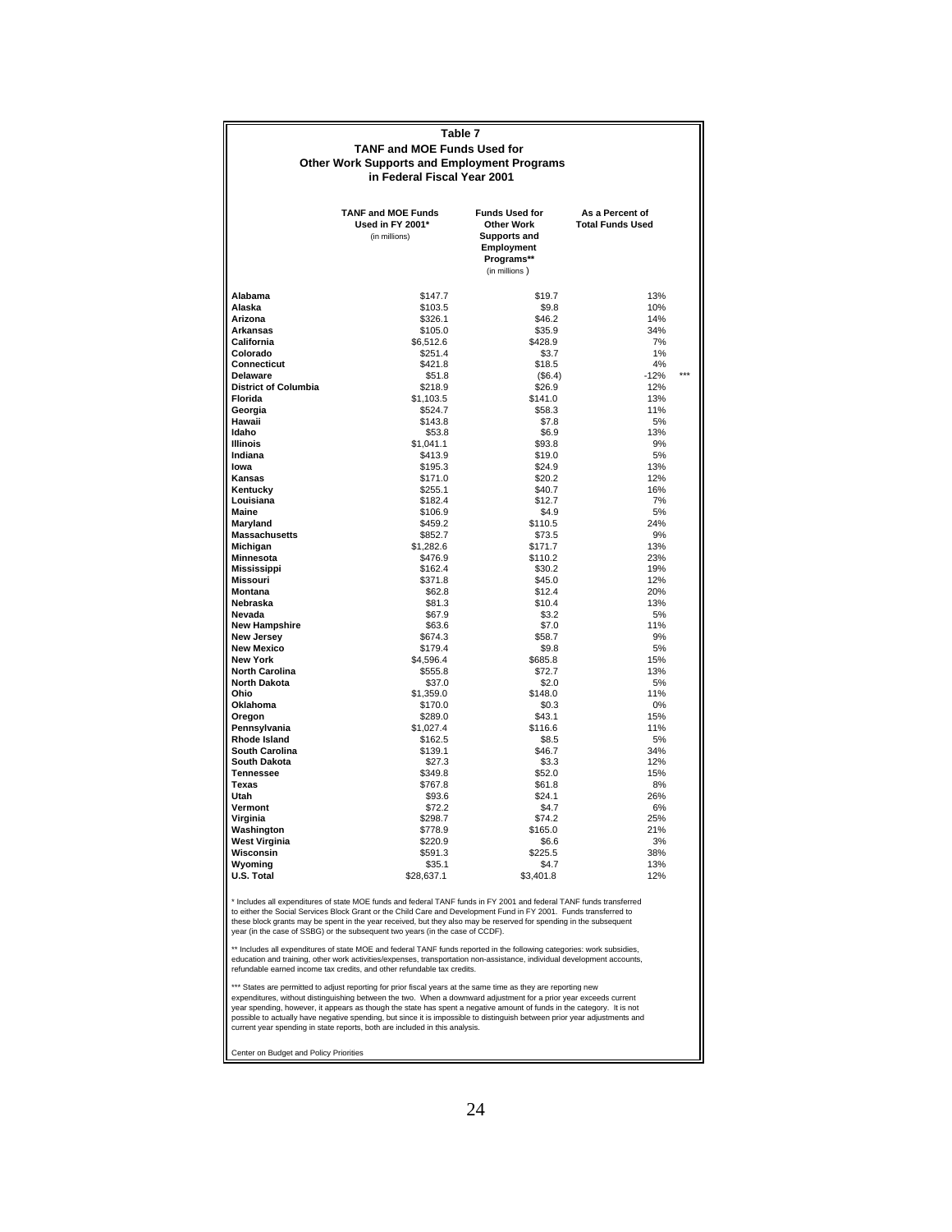# Table 7
## TANF and MOE Funds Used for Other Work Supports and Employment Programs in Federal Fiscal Year 2001

| | TANF and MOE Funds Used in FY 2001* (in millions) | Funds Used for Other Work Supports and Employment Programs** (in millions) | As a Percent of Total Funds Used | |
|---|---|---|---|---|
| **Alabama** | $147.7 | $19.7 | 13% | |
| **Alaska** | $103.5 | $9.8 | 10% | |
| **Arizona** | $326.1 | $46.2 | 14% | |
| **Arkansas** | $105.0 | $35.9 | 34% | |
| **California** | $6,512.6 | $428.9 | 7% | |
| **Colorado** | $251.4 | $3.7 | 1% | |
| **Connecticut** | $421.8 | $18.5 | 4% | |
| **Delaware** | $51.8 | ($6.4) | -12% | *** |
| **District of Columbia** | $218.9 | $26.9 | 12% | |
| **Florida** | $1,103.5 | $141.0 | 13% | |
| **Georgia** | $524.7 | $58.3 | 11% | |
| **Hawaii** | $143.8 | $7.8 | 5% | |
| **Idaho** | $53.8 | $6.9 | 13% | |
| **Illinois** | $1,041.1 | $93.8 | 9% | |
| **Indiana** | $413.9 | $19.0 | 5% | |
| **Iowa** | $195.3 | $24.9 | 13% | |
| **Kansas** | $171.0 | $20.2 | 12% | |
| **Kentucky** | $255.1 | $40.7 | 16% | |
| **Louisiana** | $182.4 | $12.7 | 7% | |
| **Maine** | $106.9 | $4.9 | 5% | |
| **Maryland** | $459.2 | $110.5 | 24% | |
| **Massachusetts** | $852.7 | $73.5 | 9% | |
| **Michigan** | $1,282.6 | $171.7 | 13% | |
| **Minnesota** | $476.9 | $110.2 | 23% | |
| **Mississippi** | $162.4 | $30.2 | 19% | |
| **Missouri** | $371.8 | $45.0 | 12% | |
| **Montana** | $62.8 | $12.4 | 20% | |
| **Nebraska** | $81.3 | $10.4 | 13% | |
| **Nevada** | $67.9 | $3.2 | 5% | |
| **New Hampshire** | $63.6 | $7.0 | 11% | |
| **New Jersey** | $674.3 | $58.7 | 9% | |
| **New Mexico** | $179.4 | $9.8 | 5% | |
| **New York** | $4,596.4 | $685.8 | 15% | |
| **North Carolina** | $555.8 | $72.7 | 13% | |
| **North Dakota** | $37.0 | $2.0 | 5% | |
| **Ohio** | $1,359.0 | $148.0 | 11% | |
| **Oklahoma** | $170.0 | $0.3 | 0% | |
| **Oregon** | $289.0 | $43.1 | 15% | |
| **Pennsylvania** | $1,027.4 | $116.6 | 11% | |
| **Rhode Island** | $162.5 | $8.5 | 5% | |
| **South Carolina** | $139.1 | $46.7 | 34% | |
| **South Dakota** | $27.3 | $3.3 | 12% | |
| **Tennessee** | $349.8 | $52.0 | 15% | |
| **Texas** | $767.8 | $61.8 | 8% | |
| **Utah** | $93.6 | $24.1 | 26% | |
| **Vermont** | $72.2 | $4.7 | 6% | |
| **Virginia** | $298.7 | $74.2 | 25% | |
| **Washington** | $778.9 | $165.0 | 21% | |
| **West Virginia** | $220.9 | $6.6 | 3% | |
| **Wisconsin** | $591.3 | $225.5 | 38% | |
| **Wyoming** | $35.1 | $4.7 | 13% | |
| **U.S. Total** | $28,637.1 | $3,401.8 | 12% | |

\* Includes all expenditures of state MOE funds and federal TANF funds in FY 2001 and federal TANF funds transferred to either the Social Services Block Grant or the Child Care and Development Fund in FY 2001. Funds transferred to these block grants may be spent in the year received, but they also may be reserved for spending in the subsequent year (in the case of SSBG) or the subsequent two years (in the case of CCDF).

\*\* Includes all expenditures of state MOE and federal TANF funds reported in the following categories: work subsidies, education and training, other work activities/expenses, transportation non-assistance, individual development accounts, refundable earned income tax credits, and other refundable tax credits.

\*\*\* States are permitted to adjust reporting for prior fiscal years at the same time as they are reporting new expenditures, without distinguishing between the two. When a downward adjustment for a prior year exceeds current year spending, however, it appears as though the state has spent a negative amount of funds in the category. It is not possible to actually have negative spending, but since it is impossible to distinguish between prior year adjustments and current year spending in state reports, both are included in this analysis.

Center on Budget and Policy Priorities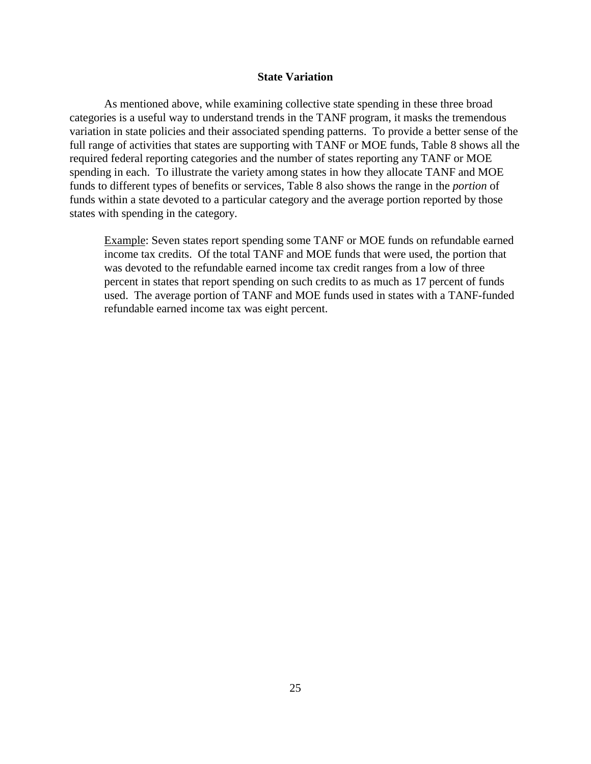## State Variation

As mentioned above, while examining collective state spending in these three broad categories is a useful way to understand trends in the TANF program, it masks the tremendous variation in state policies and their associated spending patterns. To provide a better sense of the full range of activities that states are supporting with TANF or MOE funds, Table 8 shows all the required federal reporting categories and the number of states reporting any TANF or MOE spending in each. To illustrate the variety among states in how they allocate TANF and MOE funds to different types of benefits or services, Table 8 also shows the range in the *portion* of funds within a state devoted to a particular category and the average portion reported by those states with spending in the category.

> <u>Example</u>: Seven states report spending some TANF or MOE funds on refundable earned income tax credits. Of the total TANF and MOE funds that were used, the portion that was devoted to the refundable earned income tax credit ranges from a low of three percent in states that report spending on such credits to as much as 17 percent of funds used. The average portion of TANF and MOE funds used in states with a TANF-funded refundable earned income tax was eight percent.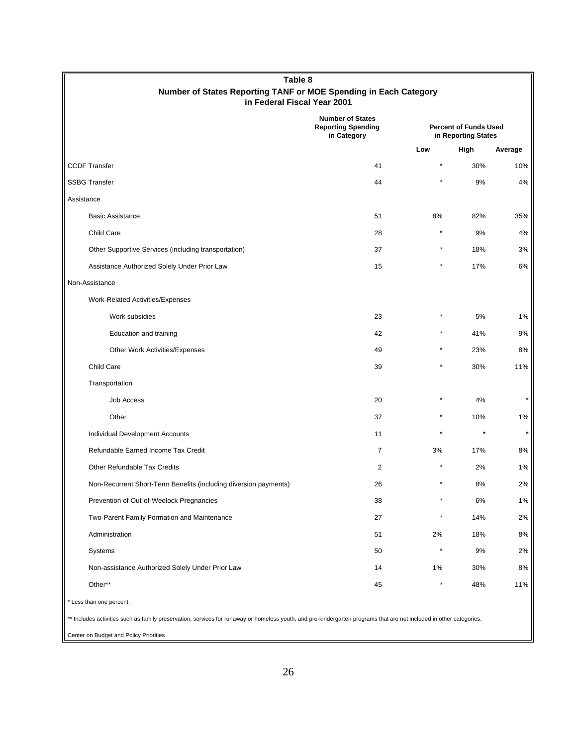# Table 8
## Number of States Reporting TANF or MOE Spending in Each Category in Federal Fiscal Year 2001

| | Number of States Reporting Spending in Category | Percent of Funds Used in Reporting States | | |
|---|---|---|---|---|
| | | Low | High | Average |
| CCDF Transfer | 41 | * | 30% | 10% |
| SSBG Transfer | 44 | * | 9% | 4% |
| Assistance | | | | |
| Basic Assistance | 51 | 8% | 82% | 35% |
| Child Care | 28 | * | 9% | 4% |
| Other Supportive Services (including transportation) | 37 | * | 18% | 3% |
| Assistance Authorized Solely Under Prior Law | 15 | * | 17% | 6% |
| Non-Assistance | | | | |
| Work-Related Activities/Expenses | | | | |
| Work subsidies | 23 | * | 5% | 1% |
| Education and training | 42 | * | 41% | 9% |
| Other Work Activities/Expenses | 49 | * | 23% | 8% |
| Child Care | 39 | * | 30% | 11% |
| Transportation | | | | |
| Job Access | 20 | * | 4% | * |
| Other | 37 | * | 10% | 1% |
| Individual Development Accounts | 11 | * | * | * |
| Refundable Earned Income Tax Credit | 7 | 3% | 17% | 8% |
| Other Refundable Tax Credits | 2 | * | 2% | 1% |
| Non-Recurrent Short-Term Benefits (including diversion payments) | 26 | * | 8% | 2% |
| Prevention of Out-of-Wedlock Pregnancies | 38 | * | 6% | 1% |
| Two-Parent Family Formation and Maintenance | 27 | * | 14% | 2% |
| Administration | 51 | 2% | 18% | 8% |
| Systems | 50 | * | 9% | 2% |
| Non-assistance Authorized Solely Under Prior Law | 14 | 1% | 30% | 8% |
| Other** | 45 | * | 48% | 11% |

* Less than one percent.

** Includes activities such as family preservation, services for runaway or homeless youth, and pre-kindergarten programs that are not included in other categories.

Center on Budget and Policy Priorities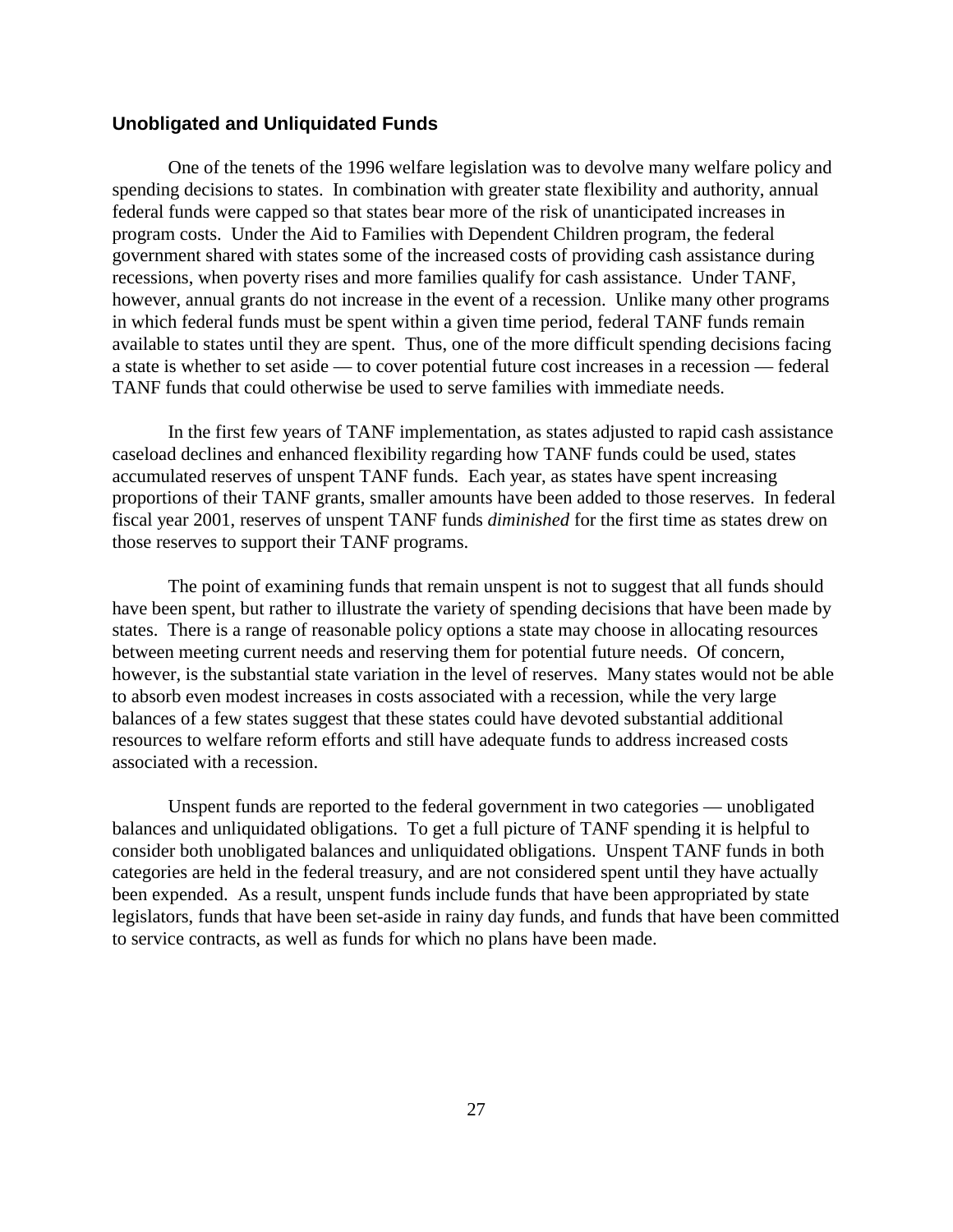## Unobligated and Unliquidated Funds

One of the tenets of the 1996 welfare legislation was to devolve many welfare policy and spending decisions to states. In combination with greater state flexibility and authority, annual federal funds were capped so that states bear more of the risk of unanticipated increases in program costs. Under the Aid to Families with Dependent Children program, the federal government shared with states some of the increased costs of providing cash assistance during recessions, when poverty rises and more families qualify for cash assistance. Under TANF, however, annual grants do not increase in the event of a recession. Unlike many other programs in which federal funds must be spent within a given time period, federal TANF funds remain available to states until they are spent. Thus, one of the more difficult spending decisions facing a state is whether to set aside — to cover potential future cost increases in a recession — federal TANF funds that could otherwise be used to serve families with immediate needs.

In the first few years of TANF implementation, as states adjusted to rapid cash assistance caseload declines and enhanced flexibility regarding how TANF funds could be used, states accumulated reserves of unspent TANF funds. Each year, as states have spent increasing proportions of their TANF grants, smaller amounts have been added to those reserves. In federal fiscal year 2001, reserves of unspent TANF funds *diminished* for the first time as states drew on those reserves to support their TANF programs.

The point of examining funds that remain unspent is not to suggest that all funds should have been spent, but rather to illustrate the variety of spending decisions that have been made by states. There is a range of reasonable policy options a state may choose in allocating resources between meeting current needs and reserving them for potential future needs. Of concern, however, is the substantial state variation in the level of reserves. Many states would not be able to absorb even modest increases in costs associated with a recession, while the very large balances of a few states suggest that these states could have devoted substantial additional resources to welfare reform efforts and still have adequate funds to address increased costs associated with a recession.

Unspent funds are reported to the federal government in two categories — unobligated balances and unliquidated obligations. To get a full picture of TANF spending it is helpful to consider both unobligated balances and unliquidated obligations. Unspent TANF funds in both categories are held in the federal treasury, and are not considered spent until they have actually been expended. As a result, unspent funds include funds that have been appropriated by state legislators, funds that have been set-aside in rainy day funds, and funds that have been committed to service contracts, as well as funds for which no plans have been made.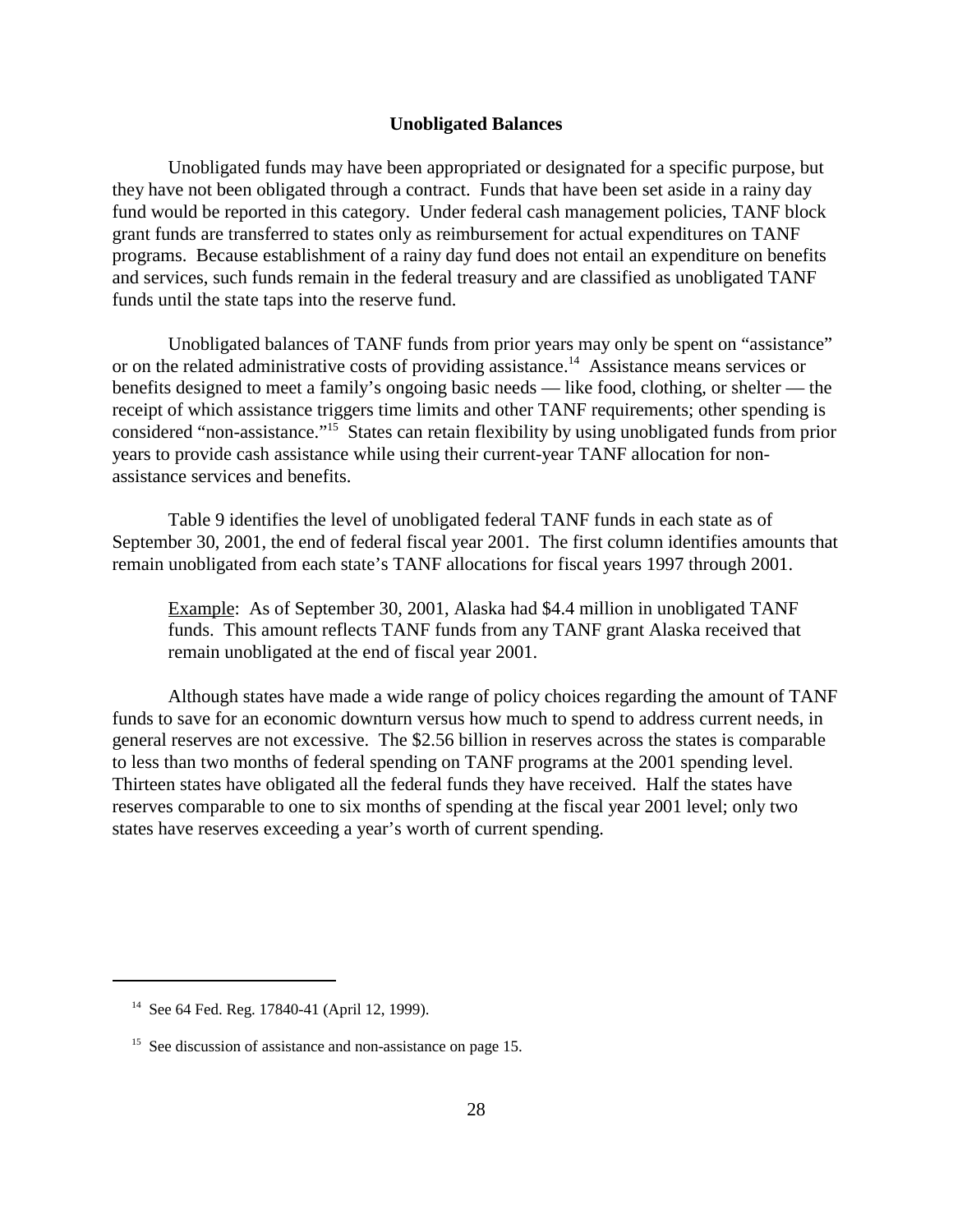### Unobligated Balances

Unobligated funds may have been appropriated or designated for a specific purpose, but they have not been obligated through a contract. Funds that have been set aside in a rainy day fund would be reported in this category. Under federal cash management policies, TANF block grant funds are transferred to states only as reimbursement for actual expenditures on TANF programs. Because establishment of a rainy day fund does not entail an expenditure on benefits and services, such funds remain in the federal treasury and are classified as unobligated TANF funds until the state taps into the reserve fund.

Unobligated balances of TANF funds from prior years may only be spent on "assistance" or on the related administrative costs of providing assistance.[14] Assistance means services or benefits designed to meet a family's ongoing basic needs — like food, clothing, or shelter — the receipt of which assistance triggers time limits and other TANF requirements; other spending is considered "non-assistance."[15] States can retain flexibility by using unobligated funds from prior years to provide cash assistance while using their current-year TANF allocation for non-assistance services and benefits.

Table 9 identifies the level of unobligated federal TANF funds in each state as of September 30, 2001, the end of federal fiscal year 2001. The first column identifies amounts that remain unobligated from each state's TANF allocations for fiscal years 1997 through 2001.

> Example: As of September 30, 2001, Alaska had \$4.4 million in unobligated TANF funds. This amount reflects TANF funds from any TANF grant Alaska received that remain unobligated at the end of fiscal year 2001.

Although states have made a wide range of policy choices regarding the amount of TANF funds to save for an economic downturn versus how much to spend to address current needs, in general reserves are not excessive. The \$2.56 billion in reserves across the states is comparable to less than two months of federal spending on TANF programs at the 2001 spending level. Thirteen states have obligated all the federal funds they have received. Half the states have reserves comparable to one to six months of spending at the fiscal year 2001 level; only two states have reserves exceeding a year's worth of current spending.

---

[14] See 64 Fed. Reg. 17840-41 (April 12, 1999).

[15] See discussion of assistance and non-assistance on page 15.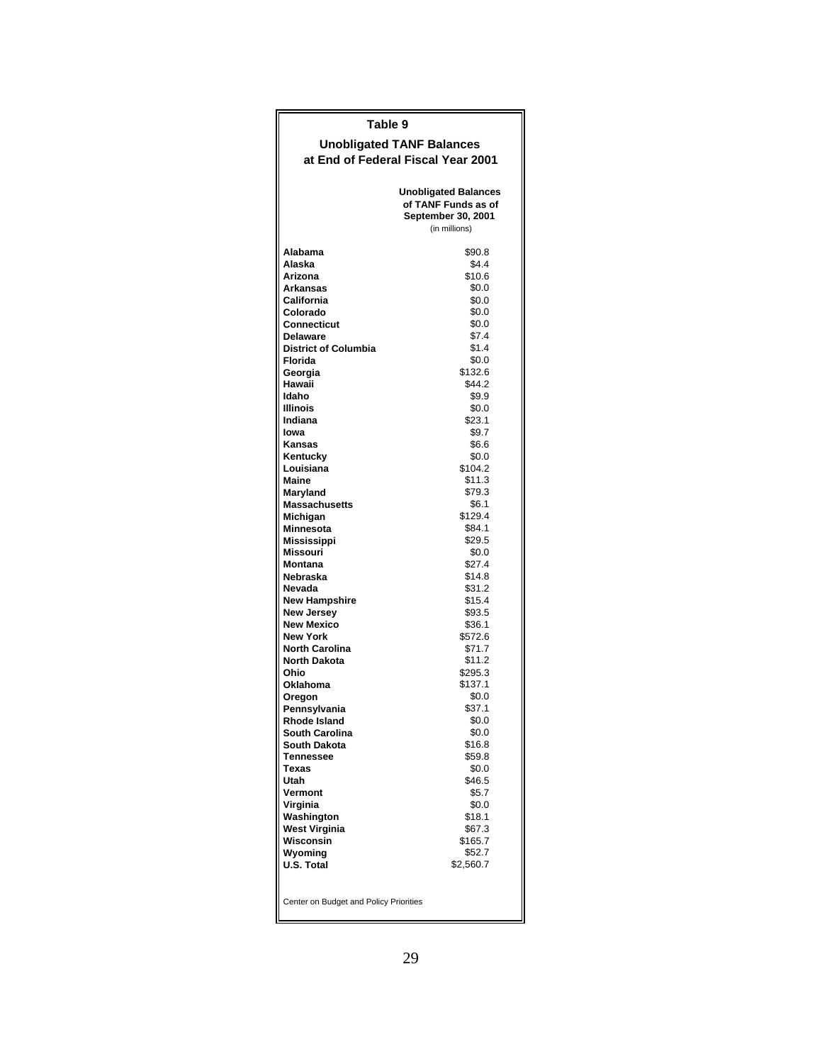## Table 9

### Unobligated TANF Balances at End of Federal Fiscal Year 2001

| | Unobligated Balances of TANF Funds as of September 30, 2001 (in millions) |
|---|---|
| **Alabama** | $90.8 |
| **Alaska** | $4.4 |
| **Arizona** | $10.6 |
| **Arkansas** | $0.0 |
| **California** | $0.0 |
| **Colorado** | $0.0 |
| **Connecticut** | $0.0 |
| **Delaware** | $7.4 |
| **District of Columbia** | $1.4 |
| **Florida** | $0.0 |
| **Georgia** | $132.6 |
| **Hawaii** | $44.2 |
| **Idaho** | $9.9 |
| **Illinois** | $0.0 |
| **Indiana** | $23.1 |
| **Iowa** | $9.7 |
| **Kansas** | $6.6 |
| **Kentucky** | $0.0 |
| **Louisiana** | $104.2 |
| **Maine** | $11.3 |
| **Maryland** | $79.3 |
| **Massachusetts** | $6.1 |
| **Michigan** | $129.4 |
| **Minnesota** | $84.1 |
| **Mississippi** | $29.5 |
| **Missouri** | $0.0 |
| **Montana** | $27.4 |
| **Nebraska** | $14.8 |
| **Nevada** | $31.2 |
| **New Hampshire** | $15.4 |
| **New Jersey** | $93.5 |
| **New Mexico** | $36.1 |
| **New York** | $572.6 |
| **North Carolina** | $71.7 |
| **North Dakota** | $11.2 |
| **Ohio** | $295.3 |
| **Oklahoma** | $137.1 |
| **Oregon** | $0.0 |
| **Pennsylvania** | $37.1 |
| **Rhode Island** | $0.0 |
| **South Carolina** | $0.0 |
| **South Dakota** | $16.8 |
| **Tennessee** | $59.8 |
| **Texas** | $0.0 |
| **Utah** | $46.5 |
| **Vermont** | $5.7 |
| **Virginia** | $0.0 |
| **Washington** | $18.1 |
| **West Virginia** | $67.3 |
| **Wisconsin** | $165.7 |
| **Wyoming** | $52.7 |
| **U.S. Total** | $2,560.7 |

Center on Budget and Policy Priorities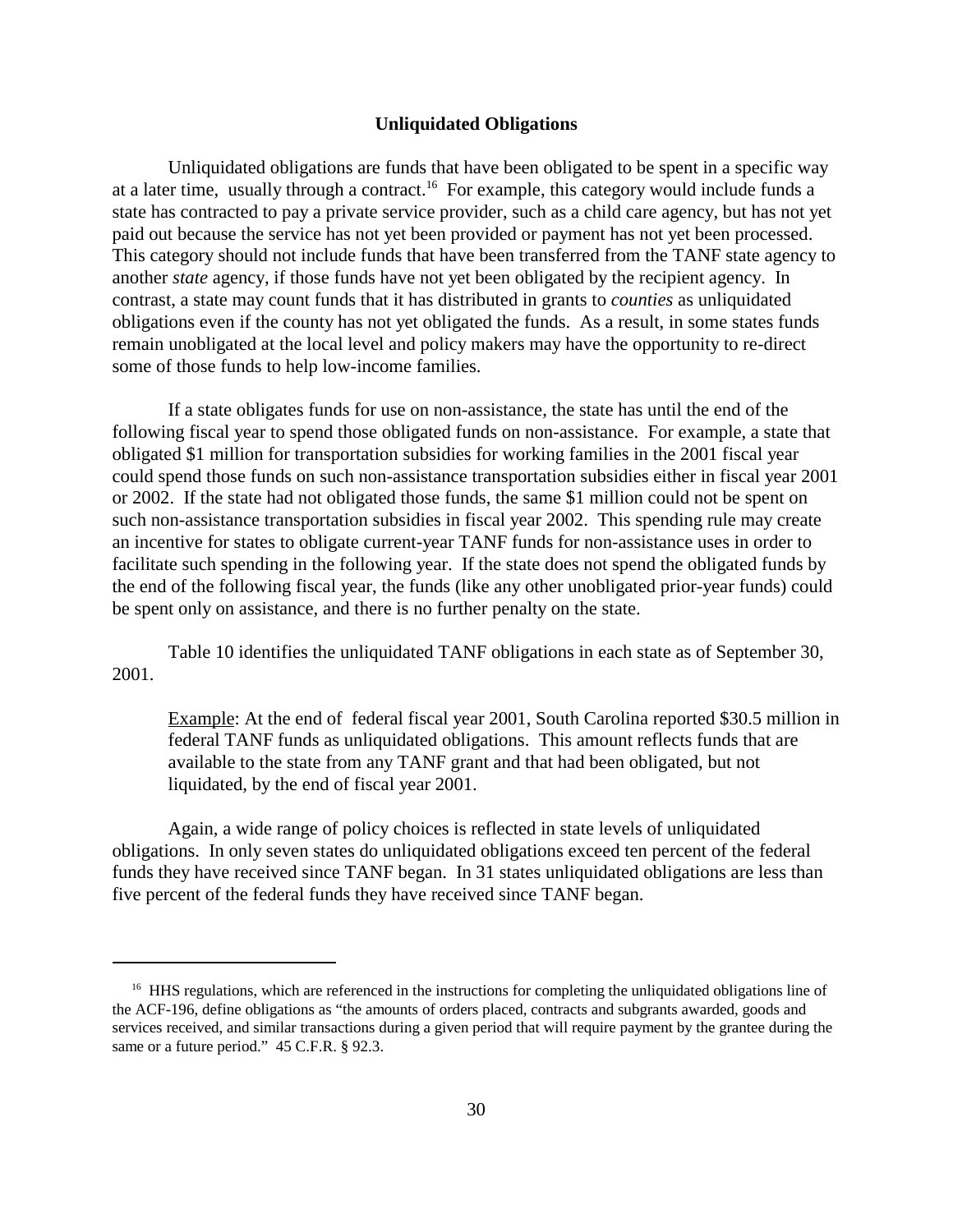## Unliquidated Obligations

Unliquidated obligations are funds that have been obligated to be spent in a specific way at a later time, usually through a contract.[16] For example, this category would include funds a state has contracted to pay a private service provider, such as a child care agency, but has not yet paid out because the service has not yet been provided or payment has not yet been processed. This category should not include funds that have been transferred from the TANF state agency to another *state* agency, if those funds have not yet been obligated by the recipient agency. In contrast, a state may count funds that it has distributed in grants to *counties* as unliquidated obligations even if the county has not yet obligated the funds. As a result, in some states funds remain unobligated at the local level and policy makers may have the opportunity to re-direct some of those funds to help low-income families.

If a state obligates funds for use on non-assistance, the state has until the end of the following fiscal year to spend those obligated funds on non-assistance. For example, a state that obligated $1 million for transportation subsidies for working families in the 2001 fiscal year could spend those funds on such non-assistance transportation subsidies either in fiscal year 2001 or 2002. If the state had not obligated those funds, the same $1 million could not be spent on such non-assistance transportation subsidies in fiscal year 2002. This spending rule may create an incentive for states to obligate current-year TANF funds for non-assistance uses in order to facilitate such spending in the following year. If the state does not spend the obligated funds by the end of the following fiscal year, the funds (like any other unobligated prior-year funds) could be spent only on assistance, and there is no further penalty on the state.

Table 10 identifies the unliquidated TANF obligations in each state as of September 30, 2001.

> Example: At the end of federal fiscal year 2001, South Carolina reported $30.5 million in federal TANF funds as unliquidated obligations. This amount reflects funds that are available to the state from any TANF grant and that had been obligated, but not liquidated, by the end of fiscal year 2001.

Again, a wide range of policy choices is reflected in state levels of unliquidated obligations. In only seven states do unliquidated obligations exceed ten percent of the federal funds they have received since TANF began. In 31 states unliquidated obligations are less than five percent of the federal funds they have received since TANF began.

---

[16] HHS regulations, which are referenced in the instructions for completing the unliquidated obligations line of the ACF-196, define obligations as "the amounts of orders placed, contracts and subgrants awarded, goods and services received, and similar transactions during a given period that will require payment by the grantee during the same or a future period." 45 C.F.R. § 92.3.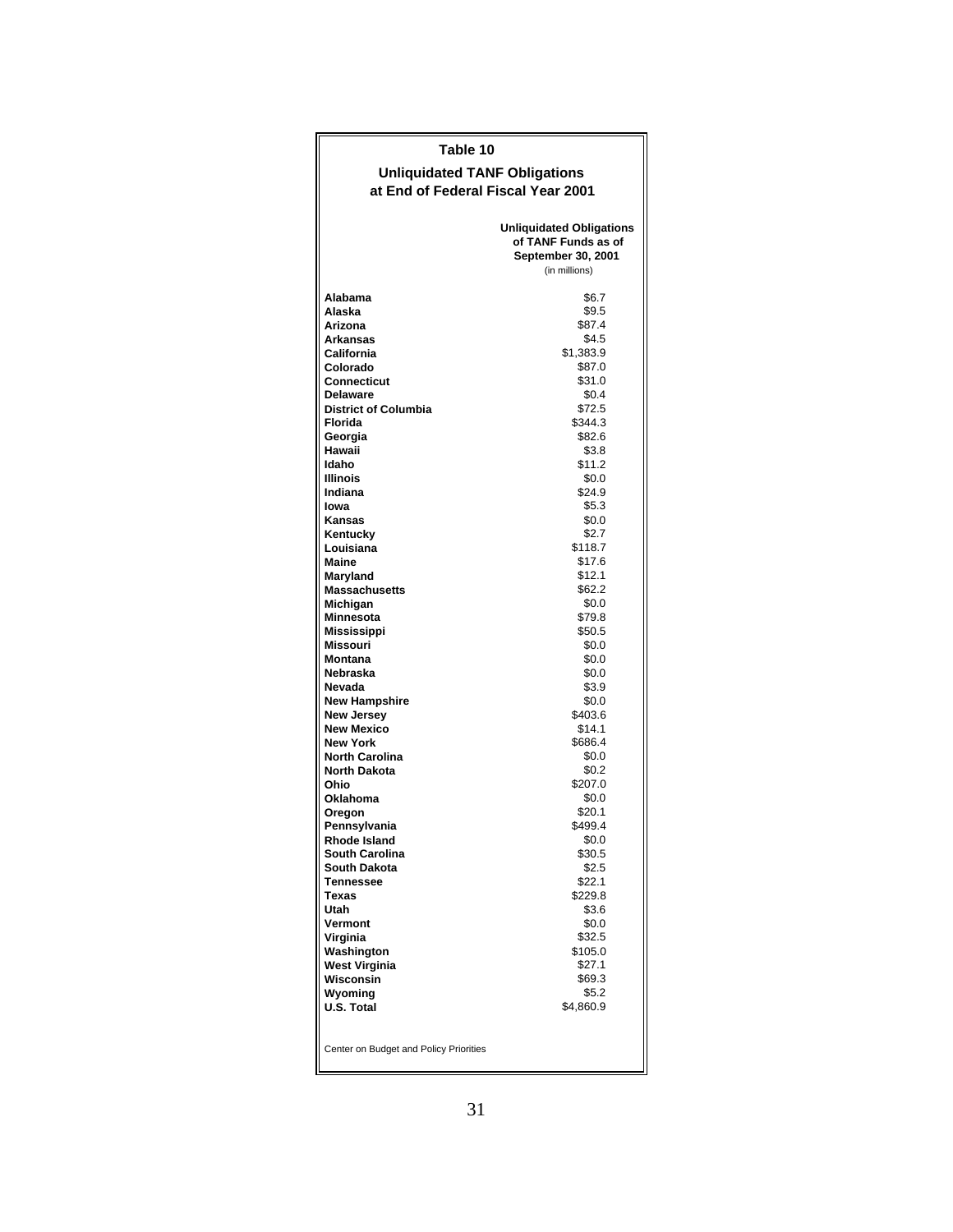## Table 10

### Unliquidated TANF Obligations at End of Federal Fiscal Year 2001

| | Unliquidated Obligations of TANF Funds as of September 30, 2001 (in millions) |
|---|---|
| **Alabama** | $6.7 |
| **Alaska** | $9.5 |
| **Arizona** | $87.4 |
| **Arkansas** | $4.5 |
| **California** | $1,383.9 |
| **Colorado** | $87.0 |
| **Connecticut** | $31.0 |
| **Delaware** | $0.4 |
| **District of Columbia** | $72.5 |
| **Florida** | $344.3 |
| **Georgia** | $82.6 |
| **Hawaii** | $3.8 |
| **Idaho** | $11.2 |
| **Illinois** | $0.0 |
| **Indiana** | $24.9 |
| **Iowa** | $5.3 |
| **Kansas** | $0.0 |
| **Kentucky** | $2.7 |
| **Louisiana** | $118.7 |
| **Maine** | $17.6 |
| **Maryland** | $12.1 |
| **Massachusetts** | $62.2 |
| **Michigan** | $0.0 |
| **Minnesota** | $79.8 |
| **Mississippi** | $50.5 |
| **Missouri** | $0.0 |
| **Montana** | $0.0 |
| **Nebraska** | $0.0 |
| **Nevada** | $3.9 |
| **New Hampshire** | $0.0 |
| **New Jersey** | $403.6 |
| **New Mexico** | $14.1 |
| **New York** | $686.4 |
| **North Carolina** | $0.0 |
| **North Dakota** | $0.2 |
| **Ohio** | $207.0 |
| **Oklahoma** | $0.0 |
| **Oregon** | $20.1 |
| **Pennsylvania** | $499.4 |
| **Rhode Island** | $0.0 |
| **South Carolina** | $30.5 |
| **South Dakota** | $2.5 |
| **Tennessee** | $22.1 |
| **Texas** | $229.8 |
| **Utah** | $3.6 |
| **Vermont** | $0.0 |
| **Virginia** | $32.5 |
| **Washington** | $105.0 |
| **West Virginia** | $27.1 |
| **Wisconsin** | $69.3 |
| **Wyoming** | $5.2 |
| **U.S. Total** | $4,860.9 |

Center on Budget and Policy Priorities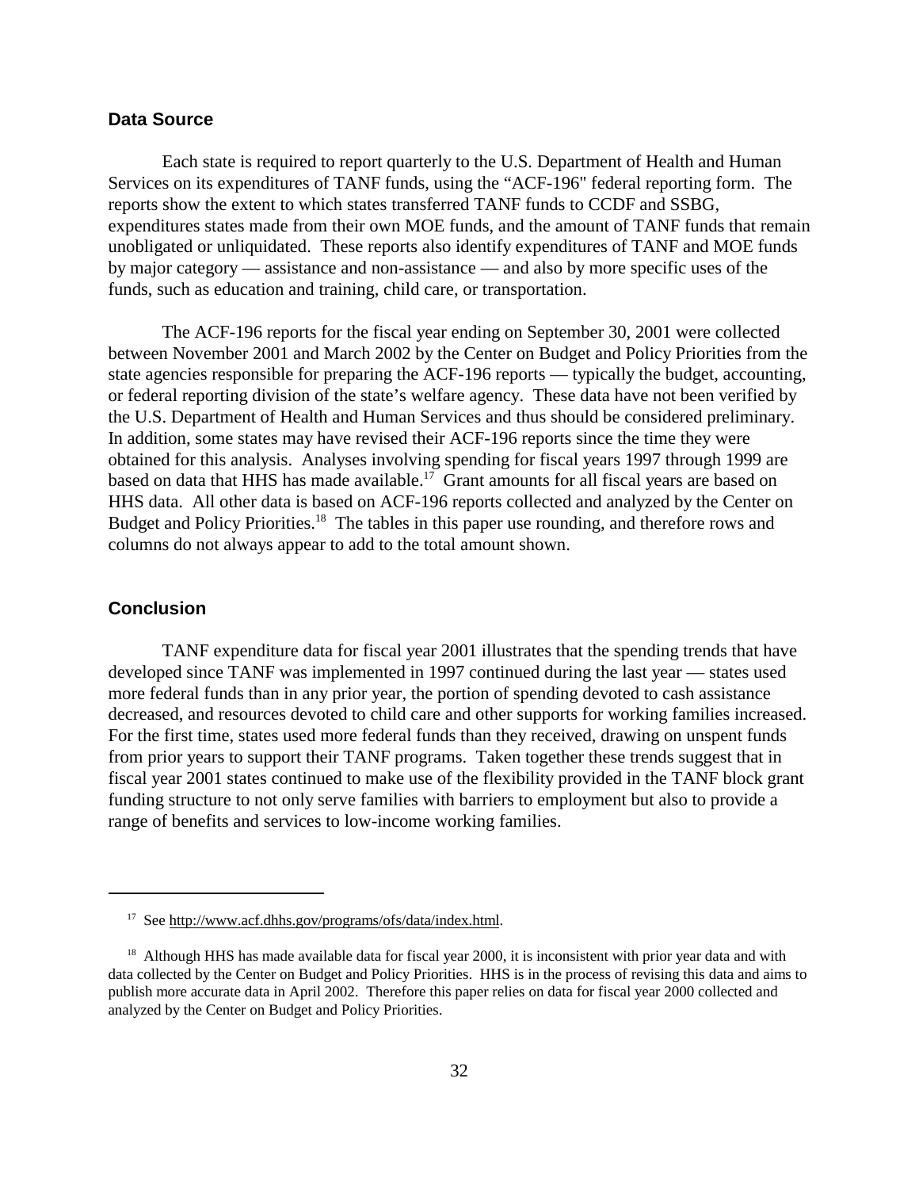### Data Source

Each state is required to report quarterly to the U.S. Department of Health and Human Services on its expenditures of TANF funds, using the "ACF-196" federal reporting form. The reports show the extent to which states transferred TANF funds to CCDF and SSBG, expenditures states made from their own MOE funds, and the amount of TANF funds that remain unobligated or unliquidated. These reports also identify expenditures of TANF and MOE funds by major category — assistance and non-assistance — and also by more specific uses of the funds, such as education and training, child care, or transportation.

The ACF-196 reports for the fiscal year ending on September 30, 2001 were collected between November 2001 and March 2002 by the Center on Budget and Policy Priorities from the state agencies responsible for preparing the ACF-196 reports — typically the budget, accounting, or federal reporting division of the state's welfare agency. These data have not been verified by the U.S. Department of Health and Human Services and thus should be considered preliminary. In addition, some states may have revised their ACF-196 reports since the time they were obtained for this analysis. Analyses involving spending for fiscal years 1997 through 1999 are based on data that HHS has made available.[17] Grant amounts for all fiscal years are based on HHS data. All other data is based on ACF-196 reports collected and analyzed by the Center on Budget and Policy Priorities.[18] The tables in this paper use rounding, and therefore rows and columns do not always appear to add to the total amount shown.

### Conclusion

TANF expenditure data for fiscal year 2001 illustrates that the spending trends that have developed since TANF was implemented in 1997 continued during the last year — states used more federal funds than in any prior year, the portion of spending devoted to cash assistance decreased, and resources devoted to child care and other supports for working families increased. For the first time, states used more federal funds than they received, drawing on unspent funds from prior years to support their TANF programs. Taken together these trends suggest that in fiscal year 2001 states continued to make use of the flexibility provided in the TANF block grant funding structure to not only serve families with barriers to employment but also to provide a range of benefits and services to low-income working families.

---

[17] See http://www.acf.dhhs.gov/programs/ofs/data/index.html.

[18] Although HHS has made available data for fiscal year 2000, it is inconsistent with prior year data and with data collected by the Center on Budget and Policy Priorities. HHS is in the process of revising this data and aims to publish more accurate data in April 2002. Therefore this paper relies on data for fiscal year 2000 collected and analyzed by the Center on Budget and Policy Priorities.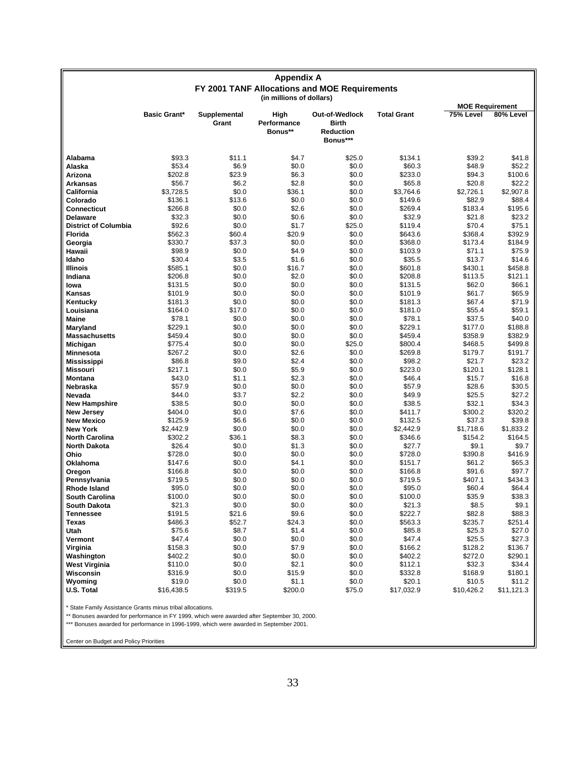# Appendix A

## FY 2001 TANF Allocations and MOE Requirements

(in millions of dollars)

| | Basic Grant* | Supplemental Grant | High Performance Bonus** | Out-of-Wedlock Birth Reduction Bonus*** | Total Grant | MOE Requirement | |
|---|---|---|---|---|---|---|---|
| | | | | | | 75% Level | 80% Level |
| **Alabama** | $93.3 | $11.1 | $4.7 | $25.0 | $134.1 | $39.2 | $41.8 |
| **Alaska** | $53.4 | $6.9 | $0.0 | $0.0 | $60.3 | $48.9 | $52.2 |
| **Arizona** | $202.8 | $23.9 | $6.3 | $0.0 | $233.0 | $94.3 | $100.6 |
| **Arkansas** | $56.7 | $6.2 | $2.8 | $0.0 | $65.8 | $20.8 | $22.2 |
| **California** | $3,728.5 | $0.0 | $36.1 | $0.0 | $3,764.6 | $2,726.1 | $2,907.8 |
| **Colorado** | $136.1 | $13.6 | $0.0 | $0.0 | $149.6 | $82.9 | $88.4 |
| **Connecticut** | $266.8 | $0.0 | $2.6 | $0.0 | $269.4 | $183.4 | $195.6 |
| **Delaware** | $32.3 | $0.0 | $0.6 | $0.0 | $32.9 | $21.8 | $23.2 |
| **District of Columbia** | $92.6 | $0.0 | $1.7 | $25.0 | $119.4 | $70.4 | $75.1 |
| **Florida** | $562.3 | $60.4 | $20.9 | $0.0 | $643.6 | $368.4 | $392.9 |
| **Georgia** | $330.7 | $37.3 | $0.0 | $0.0 | $368.0 | $173.4 | $184.9 |
| **Hawaii** | $98.9 | $0.0 | $4.9 | $0.0 | $103.9 | $71.1 | $75.9 |
| **Idaho** | $30.4 | $3.5 | $1.6 | $0.0 | $35.5 | $13.7 | $14.6 |
| **Illinois** | $585.1 | $0.0 | $16.7 | $0.0 | $601.8 | $430.1 | $458.8 |
| **Indiana** | $206.8 | $0.0 | $2.0 | $0.0 | $208.8 | $113.5 | $121.1 |
| **Iowa** | $131.5 | $0.0 | $0.0 | $0.0 | $131.5 | $62.0 | $66.1 |
| **Kansas** | $101.9 | $0.0 | $0.0 | $0.0 | $101.9 | $61.7 | $65.9 |
| **Kentucky** | $181.3 | $0.0 | $0.0 | $0.0 | $181.3 | $67.4 | $71.9 |
| **Louisiana** | $164.0 | $17.0 | $0.0 | $0.0 | $181.0 | $55.4 | $59.1 |
| **Maine** | $78.1 | $0.0 | $0.0 | $0.0 | $78.1 | $37.5 | $40.0 |
| **Maryland** | $229.1 | $0.0 | $0.0 | $0.0 | $229.1 | $177.0 | $188.8 |
| **Massachusetts** | $459.4 | $0.0 | $0.0 | $0.0 | $459.4 | $358.9 | $382.9 |
| **Michigan** | $775.4 | $0.0 | $0.0 | $25.0 | $800.4 | $468.5 | $499.8 |
| **Minnesota** | $267.2 | $0.0 | $2.6 | $0.0 | $269.8 | $179.7 | $191.7 |
| **Mississippi** | $86.8 | $9.0 | $2.4 | $0.0 | $98.2 | $21.7 | $23.2 |
| **Missouri** | $217.1 | $0.0 | $5.9 | $0.0 | $223.0 | $120.1 | $128.1 |
| **Montana** | $43.0 | $1.1 | $2.3 | $0.0 | $46.4 | $15.7 | $16.8 |
| **Nebraska** | $57.9 | $0.0 | $0.0 | $0.0 | $57.9 | $28.6 | $30.5 |
| **Nevada** | $44.0 | $3.7 | $2.2 | $0.0 | $49.9 | $25.5 | $27.2 |
| **New Hampshire** | $38.5 | $0.0 | $0.0 | $0.0 | $38.5 | $32.1 | $34.3 |
| **New Jersey** | $404.0 | $0.0 | $7.6 | $0.0 | $411.7 | $300.2 | $320.2 |
| **New Mexico** | $125.9 | $6.6 | $0.0 | $0.0 | $132.5 | $37.3 | $39.8 |
| **New York** | $2,442.9 | $0.0 | $0.0 | $0.0 | $2,442.9 | $1,718.6 | $1,833.2 |
| **North Carolina** | $302.2 | $36.1 | $8.3 | $0.0 | $346.6 | $154.2 | $164.5 |
| **North Dakota** | $26.4 | $0.0 | $1.3 | $0.0 | $27.7 | $9.1 | $9.7 |
| **Ohio** | $728.0 | $0.0 | $0.0 | $0.0 | $728.0 | $390.8 | $416.9 |
| **Oklahoma** | $147.6 | $0.0 | $4.1 | $0.0 | $151.7 | $61.2 | $65.3 |
| **Oregon** | $166.8 | $0.0 | $0.0 | $0.0 | $166.8 | $91.6 | $97.7 |
| **Pennsylvania** | $719.5 | $0.0 | $0.0 | $0.0 | $719.5 | $407.1 | $434.3 |
| **Rhode Island** | $95.0 | $0.0 | $0.0 | $0.0 | $95.0 | $60.4 | $64.4 |
| **South Carolina** | $100.0 | $0.0 | $0.0 | $0.0 | $100.0 | $35.9 | $38.3 |
| **South Dakota** | $21.3 | $0.0 | $0.0 | $0.0 | $21.3 | $8.5 | $9.1 |
| **Tennessee** | $191.5 | $21.6 | $9.6 | $0.0 | $222.7 | $82.8 | $88.3 |
| **Texas** | $486.3 | $52.7 | $24.3 | $0.0 | $563.3 | $235.7 | $251.4 |
| **Utah** | $75.6 | $8.7 | $1.4 | $0.0 | $85.8 | $25.3 | $27.0 |
| **Vermont** | $47.4 | $0.0 | $0.0 | $0.0 | $47.4 | $25.5 | $27.3 |
| **Virginia** | $158.3 | $0.0 | $7.9 | $0.0 | $166.2 | $128.2 | $136.7 |
| **Washington** | $402.2 | $0.0 | $0.0 | $0.0 | $402.2 | $272.0 | $290.1 |
| **West Virginia** | $110.0 | $0.0 | $2.1 | $0.0 | $112.1 | $32.3 | $34.4 |
| **Wisconsin** | $316.9 | $0.0 | $15.9 | $0.0 | $332.8 | $168.9 | $180.1 |
| **Wyoming** | $19.0 | $0.0 | $1.1 | $0.0 | $20.1 | $10.5 | $11.2 |
| **U.S. Total** | $16,438.5 | $319.5 | $200.0 | $75.0 | $17,032.9 | $10,426.2 | $11,121.3 |

* State Family Assistance Grants minus tribal allocations.

** Bonuses awarded for performance in FY 1999, which were awarded after September 30, 2000.

*** Bonuses awarded for performance in 1996-1999, which were awarded in September 2001.

Center on Budget and Policy Priorities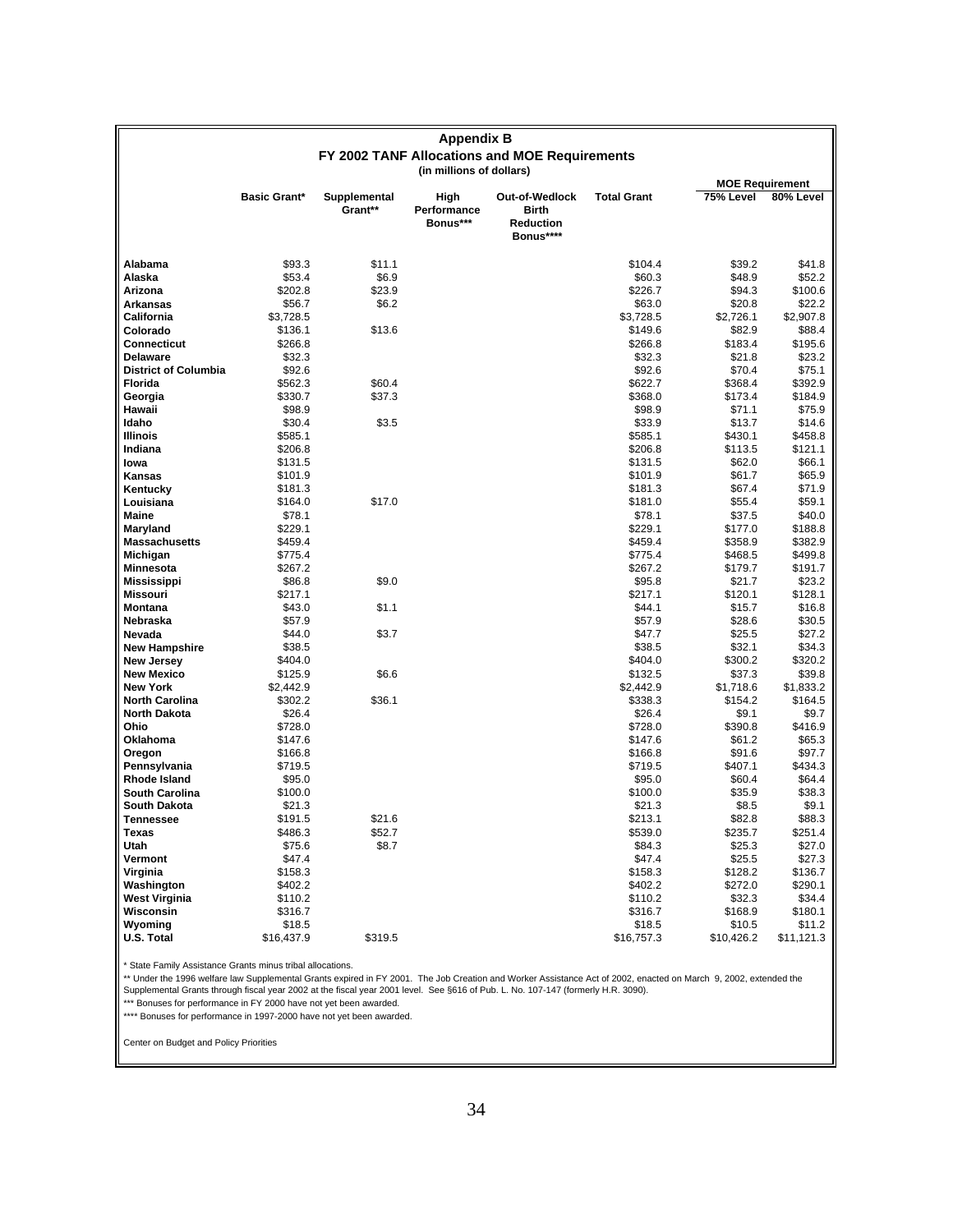## Appendix B

### FY 2002 TANF Allocations and MOE Requirements

(in millions of dollars)

| | Basic Grant* | Supplemental Grant** | High Performance Bonus*** | Out-of-Wedlock Birth Reduction Bonus**** | Total Grant | MOE Requirement | |
|---|---|---|---|---|---|---|---|
| | | | | | | 75% Level | 80% Level |
| **Alabama** | $93.3 | $11.1 | | | $104.4 | $39.2 | $41.8 |
| **Alaska** | $53.4 | $6.9 | | | $60.3 | $48.9 | $52.2 |
| **Arizona** | $202.8 | $23.9 | | | $226.7 | $94.3 | $100.6 |
| **Arkansas** | $56.7 | $6.2 | | | $63.0 | $20.8 | $22.2 |
| **California** | $3,728.5 | | | | $3,728.5 | $2,726.1 | $2,907.8 |
| **Colorado** | $136.1 | $13.6 | | | $149.6 | $82.9 | $88.4 |
| **Connecticut** | $266.8 | | | | $266.8 | $183.4 | $195.6 |
| **Delaware** | $32.3 | | | | $32.3 | $21.8 | $23.2 |
| **District of Columbia** | $92.6 | | | | $92.6 | $70.4 | $75.1 |
| **Florida** | $562.3 | $60.4 | | | $622.7 | $368.4 | $392.9 |
| **Georgia** | $330.7 | $37.3 | | | $368.0 | $173.4 | $184.9 |
| **Hawaii** | $98.9 | | | | $98.9 | $71.1 | $75.9 |
| **Idaho** | $30.4 | $3.5 | | | $33.9 | $13.7 | $14.6 |
| **Illinois** | $585.1 | | | | $585.1 | $430.1 | $458.8 |
| **Indiana** | $206.8 | | | | $206.8 | $113.5 | $121.1 |
| **Iowa** | $131.5 | | | | $131.5 | $62.0 | $66.1 |
| **Kansas** | $101.9 | | | | $101.9 | $61.7 | $65.9 |
| **Kentucky** | $181.3 | | | | $181.3 | $67.4 | $71.9 |
| **Louisiana** | $164.0 | $17.0 | | | $181.0 | $55.4 | $59.1 |
| **Maine** | $78.1 | | | | $78.1 | $37.5 | $40.0 |
| **Maryland** | $229.1 | | | | $229.1 | $177.0 | $188.8 |
| **Massachusetts** | $459.4 | | | | $459.4 | $358.9 | $382.9 |
| **Michigan** | $775.4 | | | | $775.4 | $468.5 | $499.8 |
| **Minnesota** | $267.2 | | | | $267.2 | $179.7 | $191.7 |
| **Mississippi** | $86.8 | $9.0 | | | $95.8 | $21.7 | $23.2 |
| **Missouri** | $217.1 | | | | $217.1 | $120.1 | $128.1 |
| **Montana** | $43.0 | $1.1 | | | $44.1 | $15.7 | $16.8 |
| **Nebraska** | $57.9 | | | | $57.9 | $28.6 | $30.5 |
| **Nevada** | $44.0 | $3.7 | | | $47.7 | $25.5 | $27.2 |
| **New Hampshire** | $38.5 | | | | $38.5 | $32.1 | $34.3 |
| **New Jersey** | $404.0 | | | | $404.0 | $300.2 | $320.2 |
| **New Mexico** | $125.9 | $6.6 | | | $132.5 | $37.3 | $39.8 |
| **New York** | $2,442.9 | | | | $2,442.9 | $1,718.6 | $1,833.2 |
| **North Carolina** | $302.2 | $36.1 | | | $338.3 | $154.2 | $164.5 |
| **North Dakota** | $26.4 | | | | $26.4 | $9.1 | $9.7 |
| **Ohio** | $728.0 | | | | $728.0 | $390.8 | $416.9 |
| **Oklahoma** | $147.6 | | | | $147.6 | $61.2 | $65.3 |
| **Oregon** | $166.8 | | | | $166.8 | $91.6 | $97.7 |
| **Pennsylvania** | $719.5 | | | | $719.5 | $407.1 | $434.3 |
| **Rhode Island** | $95.0 | | | | $95.0 | $60.4 | $64.4 |
| **South Carolina** | $100.0 | | | | $100.0 | $35.9 | $38.3 |
| **South Dakota** | $21.3 | | | | $21.3 | $8.5 | $9.1 |
| **Tennessee** | $191.5 | $21.6 | | | $213.1 | $82.8 | $88.3 |
| **Texas** | $486.3 | $52.7 | | | $539.0 | $235.7 | $251.4 |
| **Utah** | $75.6 | $8.7 | | | $84.3 | $25.3 | $27.0 |
| **Vermont** | $47.4 | | | | $47.4 | $25.5 | $27.3 |
| **Virginia** | $158.3 | | | | $158.3 | $128.2 | $136.7 |
| **Washington** | $402.2 | | | | $402.2 | $272.0 | $290.1 |
| **West Virginia** | $110.2 | | | | $110.2 | $32.3 | $34.4 |
| **Wisconsin** | $316.7 | | | | $316.7 | $168.9 | $180.1 |
| **Wyoming** | $18.5 | | | | $18.5 | $10.5 | $11.2 |
| **U.S. Total** | $16,437.9 | $319.5 | | | $16,757.3 | $10,426.2 | $11,121.3 |

* State Family Assistance Grants minus tribal allocations.

** Under the 1996 welfare law Supplemental Grants expired in FY 2001. The Job Creation and Worker Assistance Act of 2002, enacted on March 9, 2002, extended the Supplemental Grants through fiscal year 2002 at the fiscal year 2001 level. See §616 of Pub. L. No. 107-147 (formerly H.R. 3090).

*** Bonuses for performance in FY 2000 have not yet been awarded.

**** Bonuses for performance in 1997-2000 have not yet been awarded.

Center on Budget and Policy Priorities